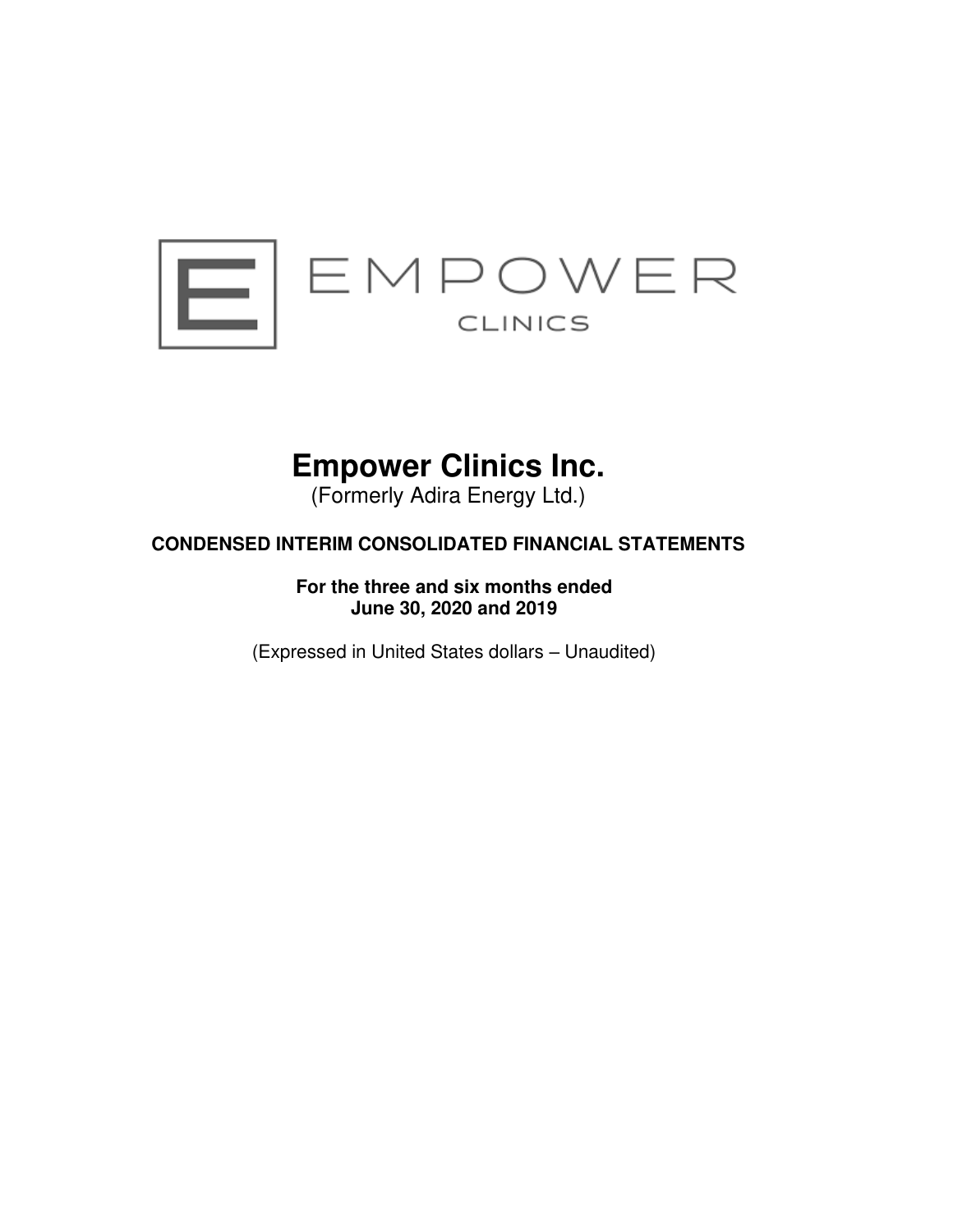EMPOWER
CLINICS

# Empower Clinics Inc.

(Formerly Adira Energy Ltd.)

**CONDENSED INTERIM CONSOLIDATED FINANCIAL STATEMENTS**

**For the three and six months ended**
**June 30, 2020 and 2019**

(Expressed in United States dollars – Unaudited)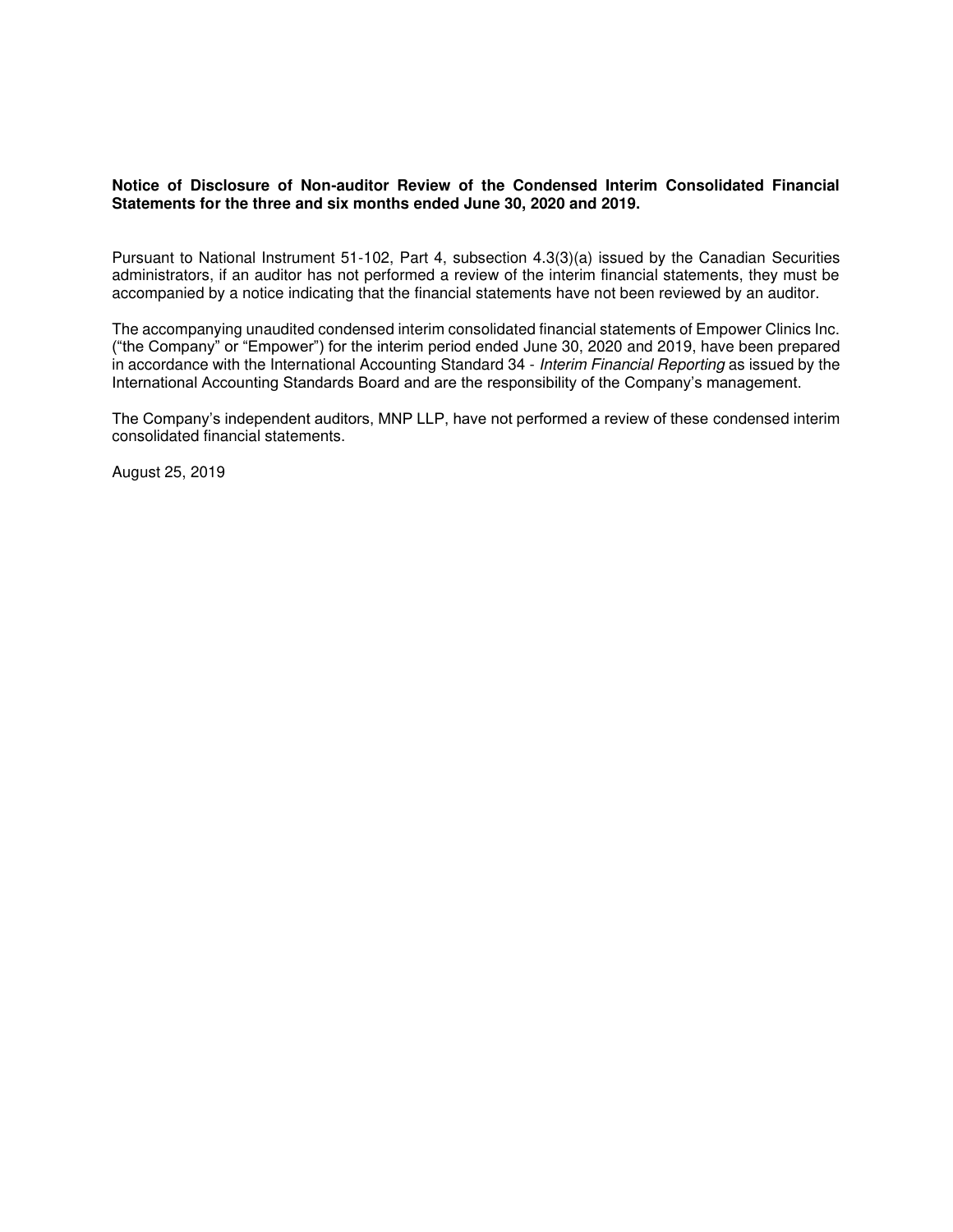**Notice of Disclosure of Non-auditor Review of the Condensed Interim Consolidated Financial Statements for the three and six months ended June 30, 2020 and 2019.**

Pursuant to National Instrument 51-102, Part 4, subsection 4.3(3)(a) issued by the Canadian Securities administrators, if an auditor has not performed a review of the interim financial statements, they must be accompanied by a notice indicating that the financial statements have not been reviewed by an auditor.

The accompanying unaudited condensed interim consolidated financial statements of Empower Clinics Inc. ("the Company" or "Empower") for the interim period ended June 30, 2020 and 2019, have been prepared in accordance with the International Accounting Standard 34 - *Interim Financial Reporting* as issued by the International Accounting Standards Board and are the responsibility of the Company's management.

The Company's independent auditors, MNP LLP, have not performed a review of these condensed interim consolidated financial statements.

August 25, 2019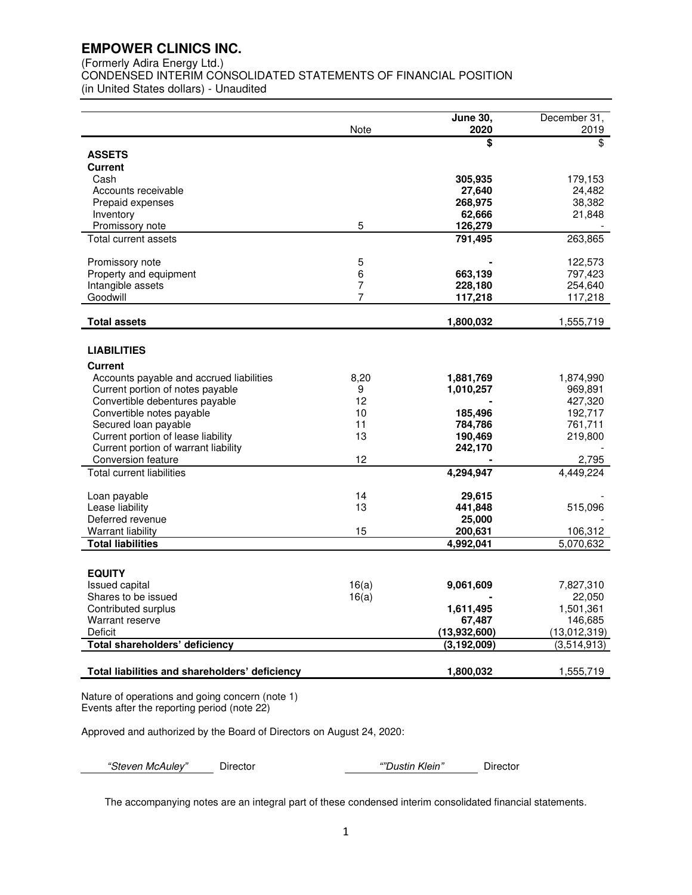# EMPOWER CLINICS INC.

(Formerly Adira Energy Ltd.)
CONDENSED INTERIM CONSOLIDATED STATEMENTS OF FINANCIAL POSITION
(in United States dollars) - Unaudited

| | Note | **June 30, 2020** | December 31, 2019 |
|---|---|---|---|
| | | **$** | $ |
| **ASSETS** | | | |
| **Current** | | | |
| Cash | | **305,935** | 179,153 |
| Accounts receivable | | **27,640** | 24,482 |
| Prepaid expenses | | **268,975** | 38,382 |
| Inventory | | **62,666** | 21,848 |
| Promissory note | 5 | **126,279** | - |
| Total current assets | | **791,495** | 263,865 |
| | | | |
| Promissory note | 5 | **-** | 122,573 |
| Property and equipment | 6 | **663,139** | 797,423 |
| Intangible assets | 7 | **228,180** | 254,640 |
| Goodwill | 7 | **117,218** | 117,218 |
| | | | |
| **Total assets** | | **1,800,032** | 1,555,719 |
| | | | |
| **LIABILITIES** | | | |
| **Current** | | | |
| Accounts payable and accrued liabilities | 8,20 | **1,881,769** | 1,874,990 |
| Current portion of notes payable | 9 | **1,010,257** | 969,891 |
| Convertible debentures payable | 12 | **-** | 427,320 |
| Convertible notes payable | 10 | **185,496** | 192,717 |
| Secured loan payable | 11 | **784,786** | 761,711 |
| Current portion of lease liability | 13 | **190,469** | 219,800 |
| Current portion of warrant liability | | **242,170** | - |
| Conversion feature | 12 | **-** | 2,795 |
| Total current liabilities | | **4,294,947** | 4,449,224 |
| | | | |
| Loan payable | 14 | **29,615** | - |
| Lease liability | 13 | **441,848** | 515,096 |
| Deferred revenue | | **25,000** | - |
| Warrant liability | 15 | **200,631** | 106,312 |
| **Total liabilities** | | **4,992,041** | 5,070,632 |
| | | | |
| **EQUITY** | | | |
| Issued capital | 16(a) | **9,061,609** | 7,827,310 |
| Shares to be issued | 16(a) | **-** | 22,050 |
| Contributed surplus | | **1,611,495** | 1,501,361 |
| Warrant reserve | | **67,487** | 146,685 |
| Deficit | | **(13,932,600)** | (13,012,319) |
| **Total shareholders' deficiency** | | **(3,192,009)** | (3,514,913) |
| | | | |
| **Total liabilities and shareholders' deficiency** | | **1,800,032** | 1,555,719 |

Nature of operations and going concern (note 1)
Events after the reporting period (note 22)

Approved and authorized by the Board of Directors on August 24, 2020:

*"Steven McAuley"* Director *""Dustin Klein"* Director

The accompanying notes are an integral part of these condensed interim consolidated financial statements.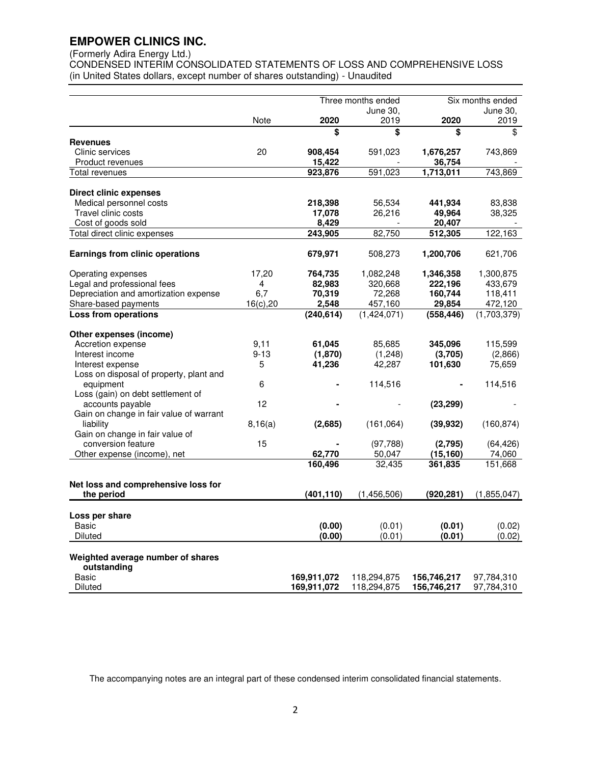# EMPOWER CLINICS INC.

(Formerly Adira Energy Ltd.)
CONDENSED INTERIM CONSOLIDATED STATEMENTS OF LOSS AND COMPREHENSIVE LOSS
(in United States dollars, except number of shares outstanding) - Unaudited

| | Note | Three months ended June 30, 2020 | Three months ended June 30, 2019 | Six months ended June 30, 2020 | Six months ended June 30, 2019 |
|---|---|---|---|---|---|
| | | **$** | **$** | **$** | $ |
| **Revenues** | | | | | |
| Clinic services | 20 | **908,454** | 591,023 | **1,676,257** | 743,869 |
| Product revenues | | **15,422** | - | **36,754** | - |
| Total revenues | | **923,876** | 591,023 | **1,713,011** | 743,869 |
| **Direct clinic expenses** | | | | | |
| Medical personnel costs | | **218,398** | 56,534 | **441,934** | 83,838 |
| Travel clinic costs | | **17,078** | 26,216 | **49,964** | 38,325 |
| Cost of goods sold | | **8,429** | - | **20,407** | - |
| Total direct clinic expenses | | **243,905** | 82,750 | **512,305** | 122,163 |
| **Earnings from clinic operations** | | **679,971** | 508,273 | **1,200,706** | 621,706 |
| Operating expenses | 17,20 | **764,735** | 1,082,248 | **1,346,358** | 1,300,875 |
| Legal and professional fees | 4 | **82,983** | 320,668 | **222,196** | 433,679 |
| Depreciation and amortization expense | 6,7 | **70,319** | 72,268 | **160,744** | 118,411 |
| Share-based payments | 16(c),20 | **2,548** | 457,160 | **29,854** | 472,120 |
| **Loss from operations** | | **(240,614)** | (1,424,071) | **(558,446)** | (1,703,379) |
| **Other expenses (income)** | | | | | |
| Accretion expense | 9,11 | **61,045** | 85,685 | **345,096** | 115,599 |
| Interest income | 9-13 | **(1,870)** | (1,248) | **(3,705)** | (2,866) |
| Interest expense | 5 | **41,236** | 42,287 | **101,630** | 75,659 |
| Loss on disposal of property, plant and equipment | 6 | **-** | 114,516 | **-** | 114,516 |
| Loss (gain) on debt settlement of accounts payable | 12 | **-** | - | **(23,299)** | - |
| Gain on change in fair value of warrant liability | 8,16(a) | **(2,685)** | (161,064) | **(39,932)** | (160,874) |
| Gain on change in fair value of conversion feature | 15 | **-** | (97,788) | **(2,795)** | (64,426) |
| Other expense (income), net | | **62,770** | 50,047 | **(15,160)** | 74,060 |
| | | **160,496** | 32,435 | **361,835** | 151,668 |
| **Net loss and comprehensive loss for the period** | | **(401,110)** | (1,456,506) | **(920,281)** | (1,855,047) |
| **Loss per share** | | | | | |
| Basic | | **(0.00)** | (0.01) | **(0.01)** | (0.02) |
| Diluted | | **(0.00)** | (0.01) | **(0.01)** | (0.02) |
| **Weighted average number of shares outstanding** | | | | | |
| Basic | | **169,911,072** | 118,294,875 | **156,746,217** | 97,784,310 |
| Diluted | | **169,911,072** | 118,294,875 | **156,746,217** | 97,784,310 |

The accompanying notes are an integral part of these condensed interim consolidated financial statements.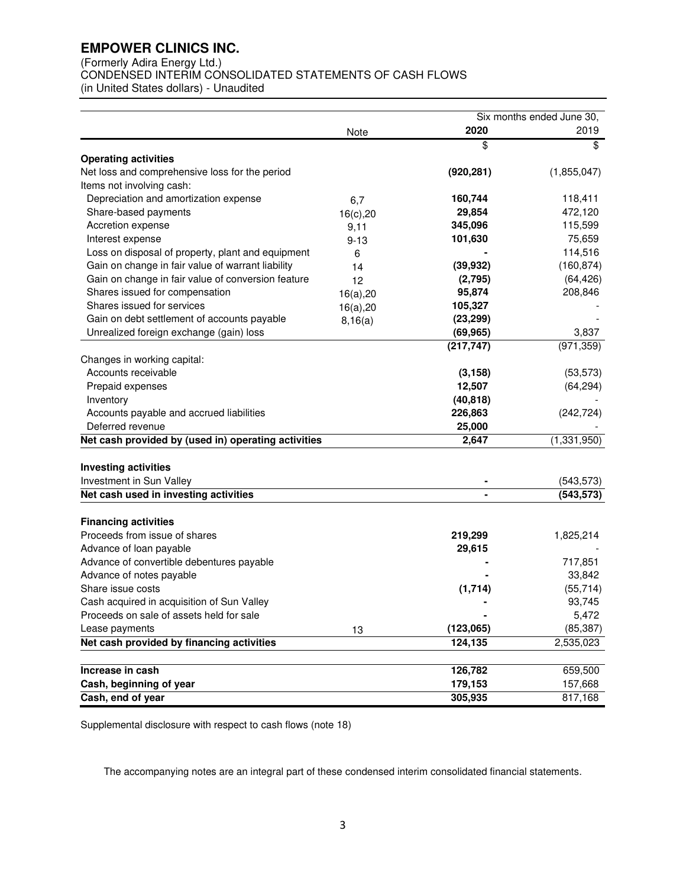# EMPOWER CLINICS INC.

(Formerly Adira Energy Ltd.)
CONDENSED INTERIM CONSOLIDATED STATEMENTS OF CASH FLOWS
(in United States dollars) - Unaudited

| | Note | Six months ended June 30, 2020 | 2019 |
|---|---|---|---|
| | | $ | $ |
| **Operating activities** | | | |
| Net loss and comprehensive loss for the period | | **(920,281)** | (1,855,047) |
| Items not involving cash: | | | |
| Depreciation and amortization expense | 6,7 | **160,744** | 118,411 |
| Share-based payments | 16(c),20 | **29,854** | 472,120 |
| Accretion expense | 9,11 | **345,096** | 115,599 |
| Interest expense | 9-13 | **101,630** | 75,659 |
| Loss on disposal of property, plant and equipment | 6 | **-** | 114,516 |
| Gain on change in fair value of warrant liability | 14 | **(39,932)** | (160,874) |
| Gain on change in fair value of conversion feature | 12 | **(2,795)** | (64,426) |
| Shares issued for compensation | 16(a),20 | **95,874** | 208,846 |
| Shares issued for services | 16(a),20 | **105,327** | - |
| Gain on debt settlement of accounts payable | 8,16(a) | **(23,299)** | - |
| Unrealized foreign exchange (gain) loss | | **(69,965)** | 3,837 |
| | | **(217,747)** | (971,359) |
| Changes in working capital: | | | |
| Accounts receivable | | **(3,158)** | (53,573) |
| Prepaid expenses | | **12,507** | (64,294) |
| Inventory | | **(40,818)** | - |
| Accounts payable and accrued liabilities | | **226,863** | (242,724) |
| Deferred revenue | | **25,000** | - |
| **Net cash provided by (used in) operating activities** | | **2,647** | (1,331,950) |
| **Investing activities** | | | |
| Investment in Sun Valley | | **-** | (543,573) |
| **Net cash used in investing activities** | | **-** | **(543,573)** |
| **Financing activities** | | | |
| Proceeds from issue of shares | | **219,299** | 1,825,214 |
| Advance of loan payable | | **29,615** | - |
| Advance of convertible debentures payable | | **-** | 717,851 |
| Advance of notes payable | | **-** | 33,842 |
| Share issue costs | | **(1,714)** | (55,714) |
| Cash acquired in acquisition of Sun Valley | | **-** | 93,745 |
| Proceeds on sale of assets held for sale | | **-** | 5,472 |
| Lease payments | 13 | **(123,065)** | (85,387) |
| **Net cash provided by financing activities** | | **124,135** | 2,535,023 |
| **Increase in cash** | | **126,782** | 659,500 |
| **Cash, beginning of year** | | **179,153** | 157,668 |
| **Cash, end of year** | | **305,935** | 817,168 |

Supplemental disclosure with respect to cash flows (note 18)

The accompanying notes are an integral part of these condensed interim consolidated financial statements.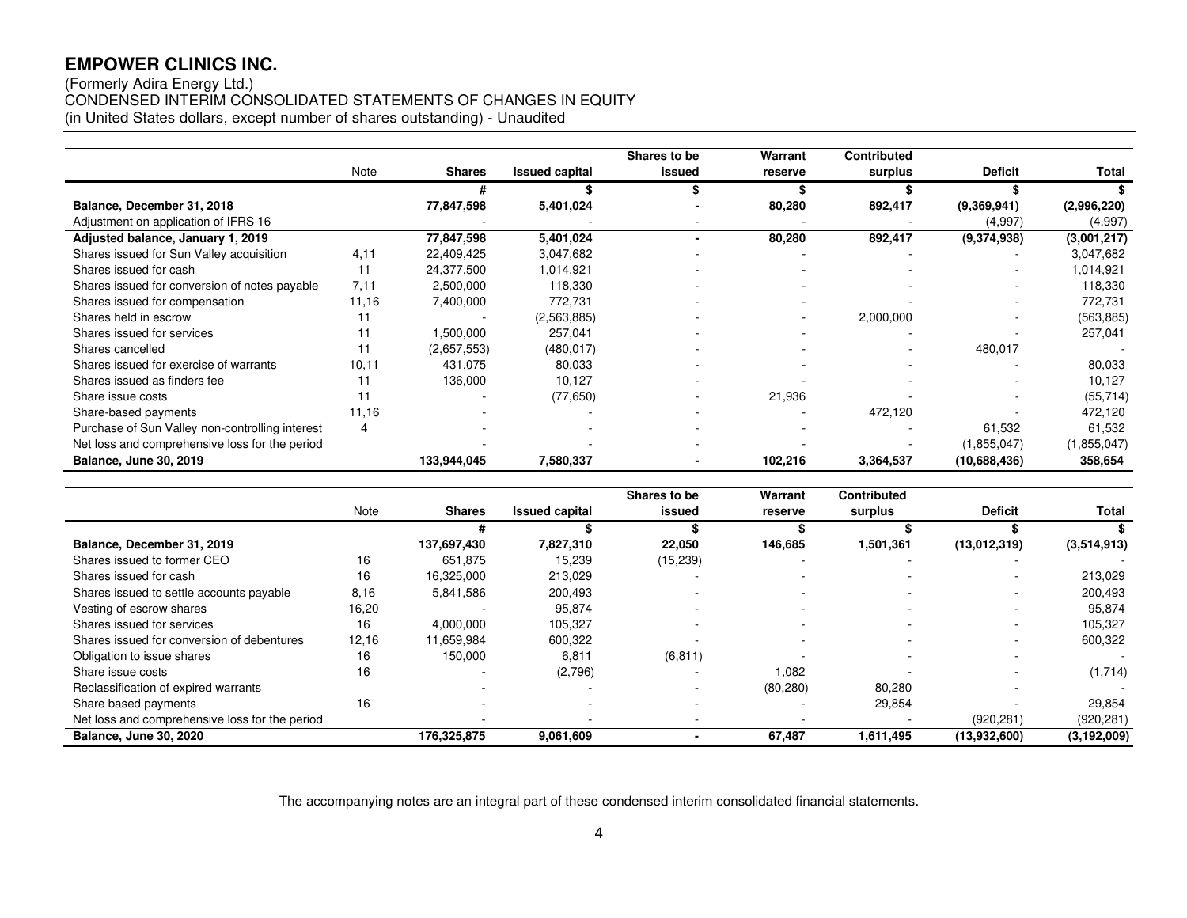# EMPOWER CLINICS INC.

(Formerly Adira Energy Ltd.)
CONDENSED INTERIM CONSOLIDATED STATEMENTS OF CHANGES IN EQUITY
(in United States dollars, except number of shares outstanding) - Unaudited

| | Note | Shares | Issued capital | Shares to be issued | Warrant reserve | Contributed surplus | Deficit | Total |
|---|---|---|---|---|---|---|---|---|
| | | # | $ | $ | $ | $ | $ | $ |
| **Balance, December 31, 2018** | | **77,847,598** | **5,401,024** | **-** | **80,280** | **892,417** | **(9,369,941)** | **(2,996,220)** |
| Adjustment on application of IFRS 16 | | - | - | - | - | - | (4,997) | (4,997) |
| **Adjusted balance, January 1, 2019** | | **77,847,598** | **5,401,024** | **-** | **80,280** | **892,417** | **(9,374,938)** | **(3,001,217)** |
| Shares issued for Sun Valley acquisition | 4,11 | 22,409,425 | 3,047,682 | - | - | - | - | 3,047,682 |
| Shares issued for cash | 11 | 24,377,500 | 1,014,921 | - | - | - | - | 1,014,921 |
| Shares issued for conversion of notes payable | 7,11 | 2,500,000 | 118,330 | - | - | - | - | 118,330 |
| Shares issued for compensation | 11,16 | 7,400,000 | 772,731 | - | - | - | - | 772,731 |
| Shares held in escrow | 11 | - | (2,563,885) | - | - | 2,000,000 | - | (563,885) |
| Shares issued for services | 11 | 1,500,000 | 257,041 | - | - | - | - | 257,041 |
| Shares cancelled | 11 | (2,657,553) | (480,017) | - | - | - | 480,017 | - |
| Shares issued for exercise of warrants | 10,11 | 431,075 | 80,033 | - | - | - | - | 80,033 |
| Shares issued as finders fee | 11 | 136,000 | 10,127 | - | - | - | - | 10,127 |
| Share issue costs | 11 | - | (77,650) | - | 21,936 | - | - | (55,714) |
| Share-based payments | 11,16 | - | - | - | - | 472,120 | - | 472,120 |
| Purchase of Sun Valley non-controlling interest | 4 | - | - | - | - | - | 61,532 | 61,532 |
| Net loss and comprehensive loss for the period | | - | - | - | - | - | (1,855,047) | (1,855,047) |
| **Balance, June 30, 2019** | | **133,944,045** | **7,580,337** | **-** | **102,216** | **3,364,537** | **(10,688,436)** | **358,654** |

| | Note | Shares | Issued capital | Shares to be issued | Warrant reserve | Contributed surplus | Deficit | Total |
|---|---|---|---|---|---|---|---|---|
| | | # | $ | $ | $ | $ | $ | $ |
| **Balance, December 31, 2019** | | **137,697,430** | **7,827,310** | **22,050** | **146,685** | **1,501,361** | **(13,012,319)** | **(3,514,913)** |
| Shares issued to former CEO | 16 | 651,875 | 15,239 | (15,239) | - | - | - | - |
| Shares issued for cash | 16 | 16,325,000 | 213,029 | - | - | - | - | 213,029 |
| Shares issued to settle accounts payable | 8,16 | 5,841,586 | 200,493 | - | - | - | - | 200,493 |
| Vesting of escrow shares | 16,20 | - | 95,874 | - | - | - | - | 95,874 |
| Shares issued for services | 16 | 4,000,000 | 105,327 | - | - | - | - | 105,327 |
| Shares issued for conversion of debentures | 12,16 | 11,659,984 | 600,322 | - | - | - | - | 600,322 |
| Obligation to issue shares | 16 | 150,000 | 6,811 | (6,811) | - | - | - | - |
| Share issue costs | 16 | - | (2,796) | - | 1,082 | - | - | (1,714) |
| Reclassification of expired warrants | | - | - | - | (80,280) | 80,280 | - | - |
| Share based payments | 16 | - | - | - | - | 29,854 | - | 29,854 |
| Net loss and comprehensive loss for the period | | - | - | - | - | - | (920,281) | (920,281) |
| **Balance, June 30, 2020** | | **176,325,875** | **9,061,609** | **-** | **67,487** | **1,611,495** | **(13,932,600)** | **(3,192,009)** |

The accompanying notes are an integral part of these condensed interim consolidated financial statements.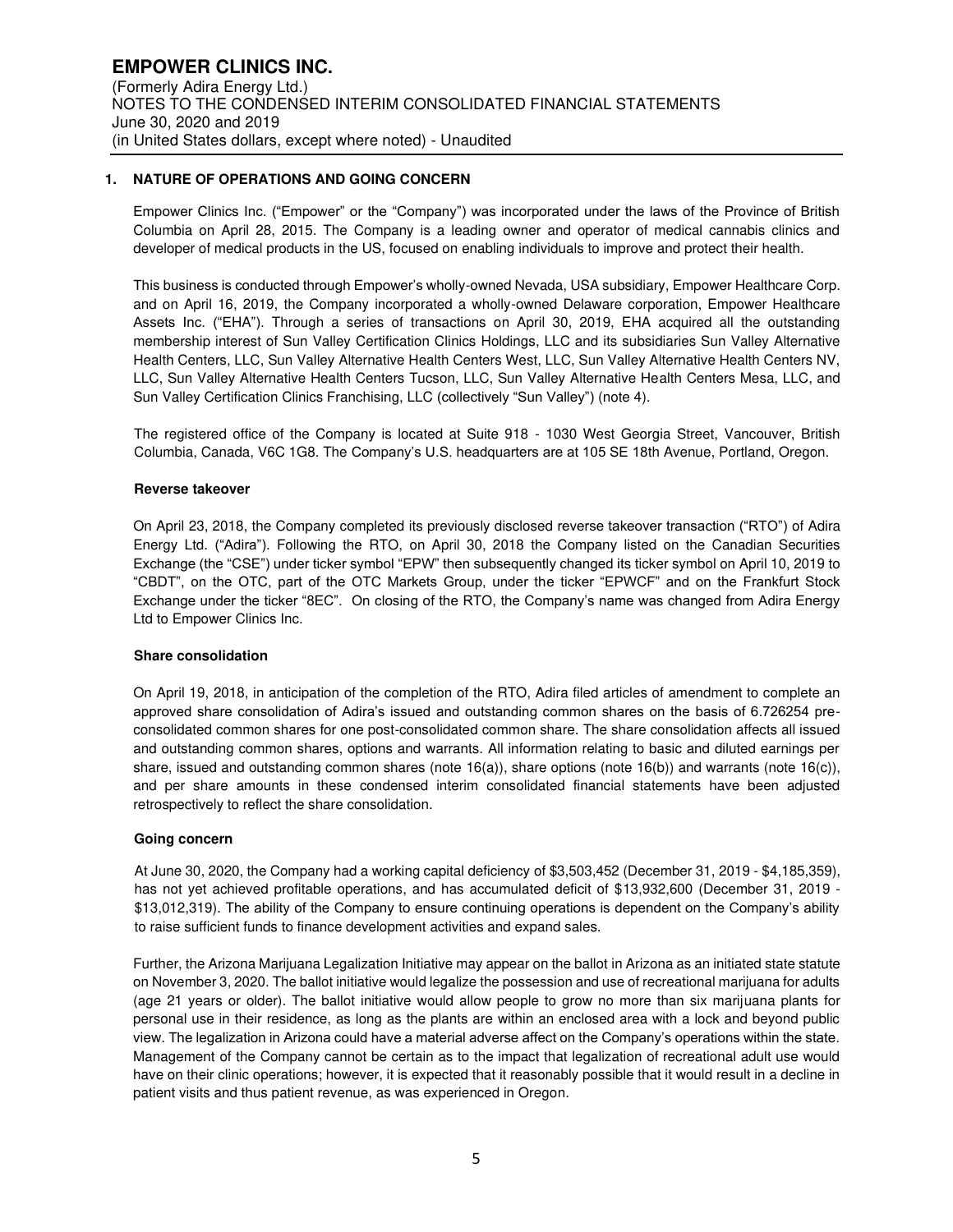## 1. NATURE OF OPERATIONS AND GOING CONCERN

Empower Clinics Inc. ("Empower" or the "Company") was incorporated under the laws of the Province of British Columbia on April 28, 2015. The Company is a leading owner and operator of medical cannabis clinics and developer of medical products in the US, focused on enabling individuals to improve and protect their health.

This business is conducted through Empower's wholly-owned Nevada, USA subsidiary, Empower Healthcare Corp. and on April 16, 2019, the Company incorporated a wholly-owned Delaware corporation, Empower Healthcare Assets Inc. ("EHA"). Through a series of transactions on April 30, 2019, EHA acquired all the outstanding membership interest of Sun Valley Certification Clinics Holdings, LLC and its subsidiaries Sun Valley Alternative Health Centers, LLC, Sun Valley Alternative Health Centers West, LLC, Sun Valley Alternative Health Centers NV, LLC, Sun Valley Alternative Health Centers Tucson, LLC, Sun Valley Alternative Health Centers Mesa, LLC, and Sun Valley Certification Clinics Franchising, LLC (collectively "Sun Valley") (note 4).

The registered office of the Company is located at Suite 918 - 1030 West Georgia Street, Vancouver, British Columbia, Canada, V6C 1G8. The Company's U.S. headquarters are at 105 SE 18th Avenue, Portland, Oregon.

### Reverse takeover

On April 23, 2018, the Company completed its previously disclosed reverse takeover transaction ("RTO") of Adira Energy Ltd. ("Adira"). Following the RTO, on April 30, 2018 the Company listed on the Canadian Securities Exchange (the "CSE") under ticker symbol "EPW" then subsequently changed its ticker symbol on April 10, 2019 to "CBDT", on the OTC, part of the OTC Markets Group, under the ticker "EPWCF" and on the Frankfurt Stock Exchange under the ticker "8EC". On closing of the RTO, the Company's name was changed from Adira Energy Ltd to Empower Clinics Inc.

### Share consolidation

On April 19, 2018, in anticipation of the completion of the RTO, Adira filed articles of amendment to complete an approved share consolidation of Adira's issued and outstanding common shares on the basis of 6.726254 pre-consolidated common shares for one post-consolidated common share. The share consolidation affects all issued and outstanding common shares, options and warrants. All information relating to basic and diluted earnings per share, issued and outstanding common shares (note 16(a)), share options (note 16(b)) and warrants (note 16(c)), and per share amounts in these condensed interim consolidated financial statements have been adjusted retrospectively to reflect the share consolidation.

### Going concern

At June 30, 2020, the Company had a working capital deficiency of $3,503,452 (December 31, 2019 - $4,185,359), has not yet achieved profitable operations, and has accumulated deficit of $13,932,600 (December 31, 2019 - $13,012,319). The ability of the Company to ensure continuing operations is dependent on the Company's ability to raise sufficient funds to finance development activities and expand sales.

Further, the Arizona Marijuana Legalization Initiative may appear on the ballot in Arizona as an initiated state statute on November 3, 2020. The ballot initiative would legalize the possession and use of recreational marijuana for adults (age 21 years or older). The ballot initiative would allow people to grow no more than six marijuana plants for personal use in their residence, as long as the plants are within an enclosed area with a lock and beyond public view. The legalization in Arizona could have a material adverse affect on the Company's operations within the state. Management of the Company cannot be certain as to the impact that legalization of recreational adult use would have on their clinic operations; however, it is expected that it reasonably possible that it would result in a decline in patient visits and thus patient revenue, as was experienced in Oregon.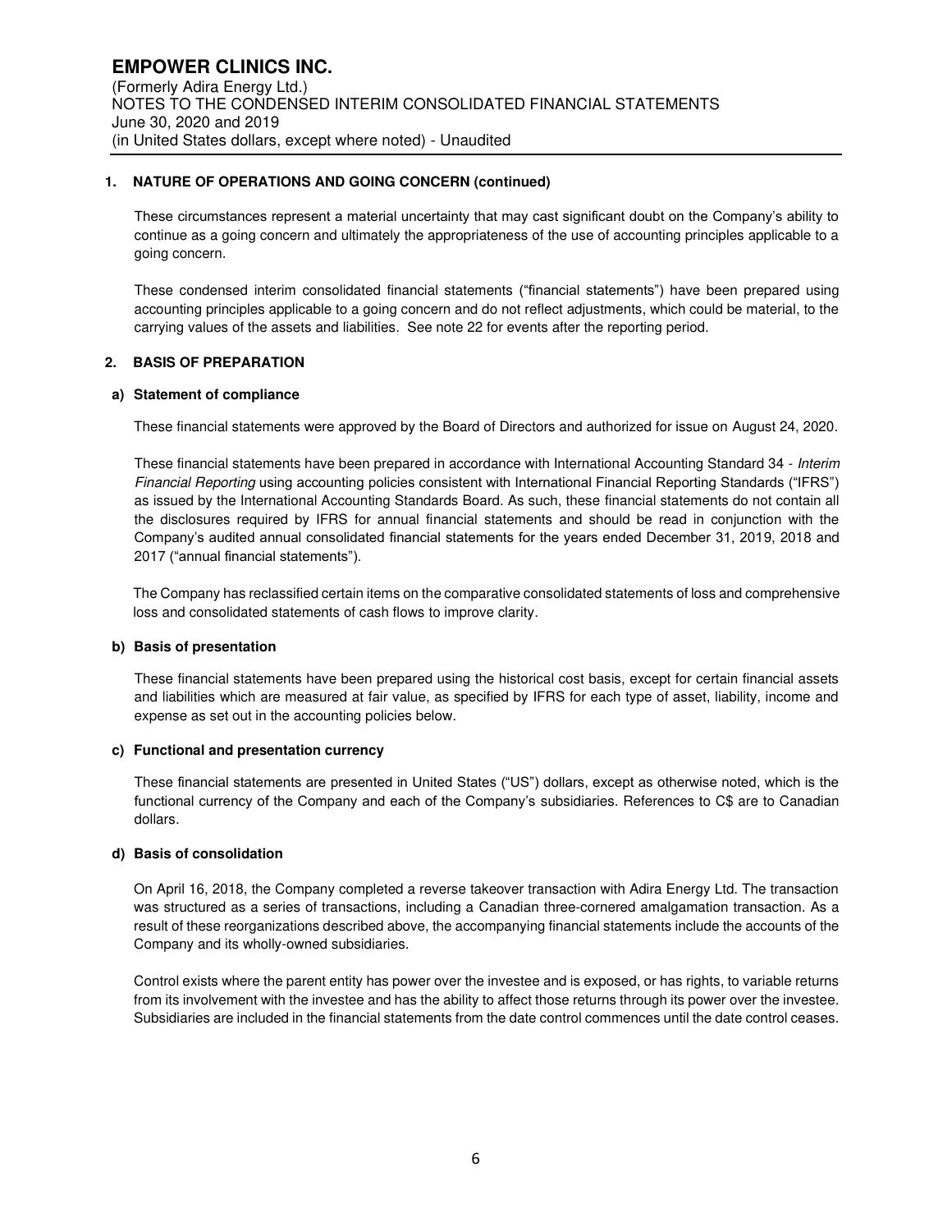## 1. NATURE OF OPERATIONS AND GOING CONCERN (continued)

These circumstances represent a material uncertainty that may cast significant doubt on the Company's ability to continue as a going concern and ultimately the appropriateness of the use of accounting principles applicable to a going concern.

These condensed interim consolidated financial statements ("financial statements") have been prepared using accounting principles applicable to a going concern and do not reflect adjustments, which could be material, to the carrying values of the assets and liabilities. See note 22 for events after the reporting period.

## 2. BASIS OF PREPARATION

### a) Statement of compliance

These financial statements were approved by the Board of Directors and authorized for issue on August 24, 2020.

These financial statements have been prepared in accordance with International Accounting Standard 34 - *Interim Financial Reporting* using accounting policies consistent with International Financial Reporting Standards ("IFRS") as issued by the International Accounting Standards Board. As such, these financial statements do not contain all the disclosures required by IFRS for annual financial statements and should be read in conjunction with the Company's audited annual consolidated financial statements for the years ended December 31, 2019, 2018 and 2017 ("annual financial statements").

The Company has reclassified certain items on the comparative consolidated statements of loss and comprehensive loss and consolidated statements of cash flows to improve clarity.

### b) Basis of presentation

These financial statements have been prepared using the historical cost basis, except for certain financial assets and liabilities which are measured at fair value, as specified by IFRS for each type of asset, liability, income and expense as set out in the accounting policies below.

### c) Functional and presentation currency

These financial statements are presented in United States ("US") dollars, except as otherwise noted, which is the functional currency of the Company and each of the Company's subsidiaries. References to C$ are to Canadian dollars.

### d) Basis of consolidation

On April 16, 2018, the Company completed a reverse takeover transaction with Adira Energy Ltd. The transaction was structured as a series of transactions, including a Canadian three-cornered amalgamation transaction. As a result of these reorganizations described above, the accompanying financial statements include the accounts of the Company and its wholly-owned subsidiaries.

Control exists where the parent entity has power over the investee and is exposed, or has rights, to variable returns from its involvement with the investee and has the ability to affect those returns through its power over the investee. Subsidiaries are included in the financial statements from the date control commences until the date control ceases.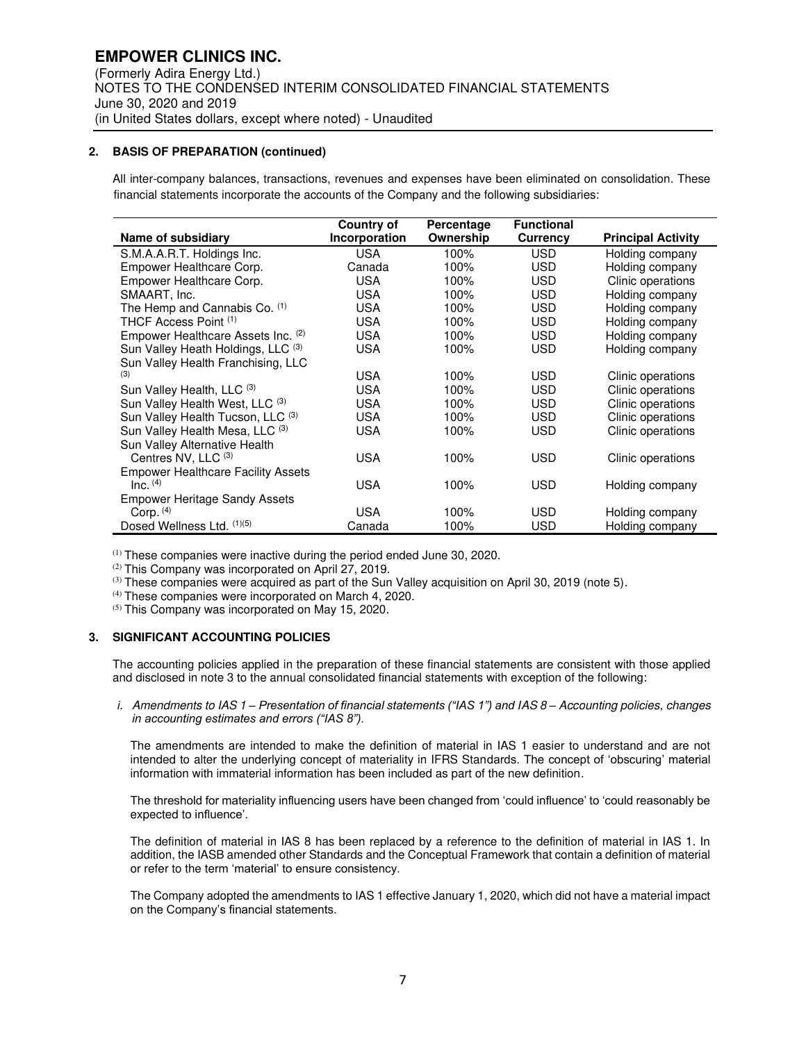## 2. BASIS OF PREPARATION (continued)

All inter-company balances, transactions, revenues and expenses have been eliminated on consolidation. These financial statements incorporate the accounts of the Company and the following subsidiaries:

| Name of subsidiary | Country of Incorporation | Percentage Ownership | Functional Currency | Principal Activity |
|---|---|---|---|---|
| S.M.A.A.R.T. Holdings Inc. | USA | 100% | USD | Holding company |
| Empower Healthcare Corp. | Canada | 100% | USD | Holding company |
| Empower Healthcare Corp. | USA | 100% | USD | Clinic operations |
| SMAART, Inc. | USA | 100% | USD | Holding company |
| The Hemp and Cannabis Co. (1) | USA | 100% | USD | Holding company |
| THCF Access Point (1) | USA | 100% | USD | Holding company |
| Empower Healthcare Assets Inc. (2) | USA | 100% | USD | Holding company |
| Sun Valley Heath Holdings, LLC (3) | USA | 100% | USD | Holding company |
| Sun Valley Health Franchising, LLC (3) | USA | 100% | USD | Clinic operations |
| Sun Valley Health, LLC (3) | USA | 100% | USD | Clinic operations |
| Sun Valley Health West, LLC (3) | USA | 100% | USD | Clinic operations |
| Sun Valley Health Tucson, LLC (3) | USA | 100% | USD | Clinic operations |
| Sun Valley Health Mesa, LLC (3) | USA | 100% | USD | Clinic operations |
| Sun Valley Alternative Health Centres NV, LLC (3) | USA | 100% | USD | Clinic operations |
| Empower Healthcare Facility Assets Inc. (4) | USA | 100% | USD | Holding company |
| Empower Heritage Sandy Assets Corp. (4) | USA | 100% | USD | Holding company |
| Dosed Wellness Ltd. (1)(5) | Canada | 100% | USD | Holding company |

(1) These companies were inactive during the period ended June 30, 2020.
(2) This Company was incorporated on April 27, 2019.
(3) These companies were acquired as part of the Sun Valley acquisition on April 30, 2019 (note 5).
(4) These companies were incorporated on March 4, 2020.
(5) This Company was incorporated on May 15, 2020.

## 3. SIGNIFICANT ACCOUNTING POLICIES

The accounting policies applied in the preparation of these financial statements are consistent with those applied and disclosed in note 3 to the annual consolidated financial statements with exception of the following:

*i. Amendments to IAS 1 – Presentation of financial statements ("IAS 1") and IAS 8 – Accounting policies, changes in accounting estimates and errors ("IAS 8").*

The amendments are intended to make the definition of material in IAS 1 easier to understand and are not intended to alter the underlying concept of materiality in IFRS Standards. The concept of 'obscuring' material information with immaterial information has been included as part of the new definition.

The threshold for materiality influencing users have been changed from 'could influence' to 'could reasonably be expected to influence'.

The definition of material in IAS 8 has been replaced by a reference to the definition of material in IAS 1. In addition, the IASB amended other Standards and the Conceptual Framework that contain a definition of material or refer to the term 'material' to ensure consistency.

The Company adopted the amendments to IAS 1 effective January 1, 2020, which did not have a material impact on the Company's financial statements.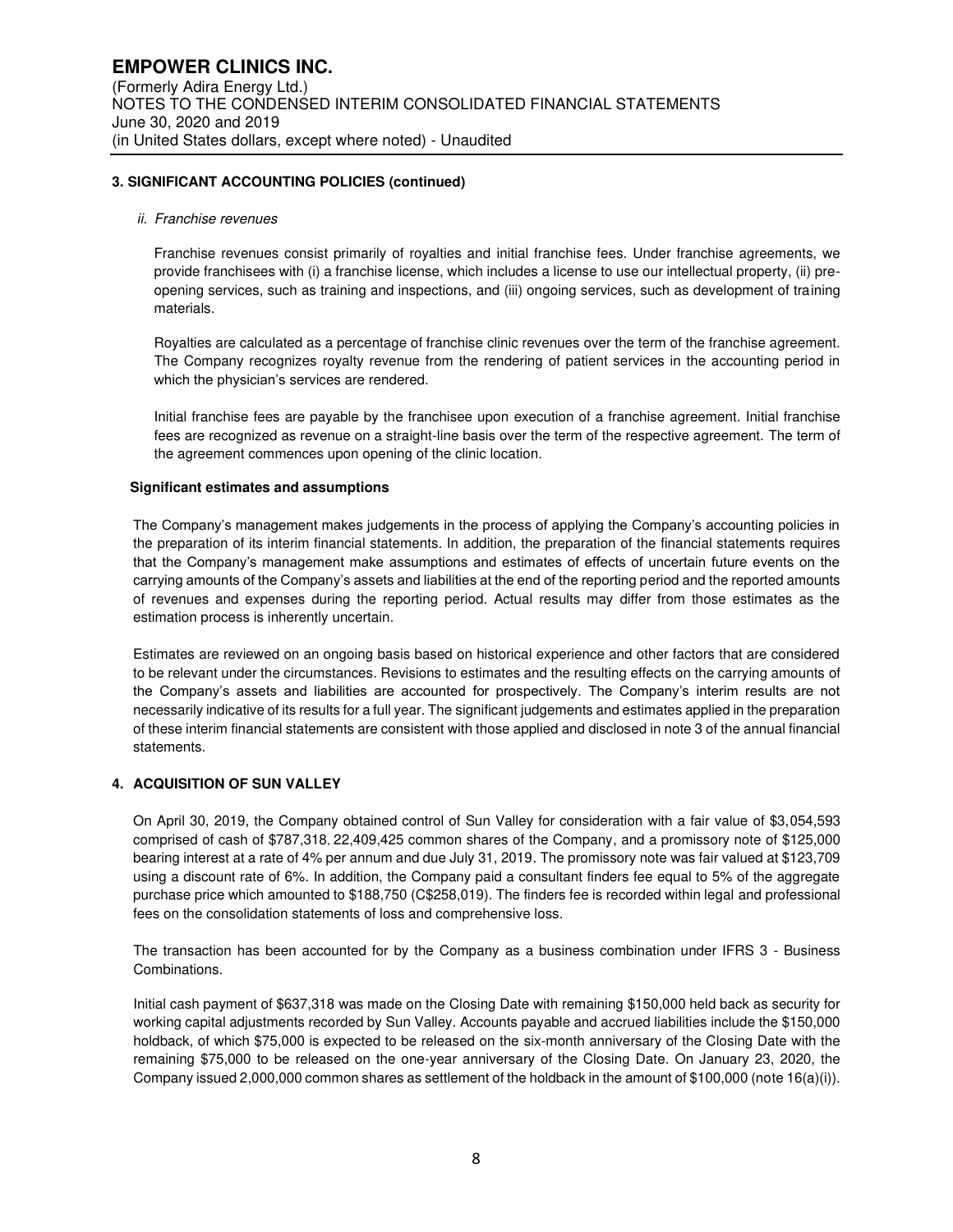### 3. SIGNIFICANT ACCOUNTING POLICIES (continued)

*ii. Franchise revenues*

Franchise revenues consist primarily of royalties and initial franchise fees. Under franchise agreements, we provide franchisees with (i) a franchise license, which includes a license to use our intellectual property, (ii) pre-opening services, such as training and inspections, and (iii) ongoing services, such as development of training materials.

Royalties are calculated as a percentage of franchise clinic revenues over the term of the franchise agreement. The Company recognizes royalty revenue from the rendering of patient services in the accounting period in which the physician's services are rendered.

Initial franchise fees are payable by the franchisee upon execution of a franchise agreement. Initial franchise fees are recognized as revenue on a straight-line basis over the term of the respective agreement. The term of the agreement commences upon opening of the clinic location.

**Significant estimates and assumptions**

The Company's management makes judgements in the process of applying the Company's accounting policies in the preparation of its interim financial statements. In addition, the preparation of the financial statements requires that the Company's management make assumptions and estimates of effects of uncertain future events on the carrying amounts of the Company's assets and liabilities at the end of the reporting period and the reported amounts of revenues and expenses during the reporting period. Actual results may differ from those estimates as the estimation process is inherently uncertain.

Estimates are reviewed on an ongoing basis based on historical experience and other factors that are considered to be relevant under the circumstances. Revisions to estimates and the resulting effects on the carrying amounts of the Company's assets and liabilities are accounted for prospectively. The Company's interim results are not necessarily indicative of its results for a full year. The significant judgements and estimates applied in the preparation of these interim financial statements are consistent with those applied and disclosed in note 3 of the annual financial statements.

### 4. ACQUISITION OF SUN VALLEY

On April 30, 2019, the Company obtained control of Sun Valley for consideration with a fair value of $3,054,593 comprised of cash of $787,318, 22,409,425 common shares of the Company, and a promissory note of $125,000 bearing interest at a rate of 4% per annum and due July 31, 2019. The promissory note was fair valued at $123,709 using a discount rate of 6%. In addition, the Company paid a consultant finders fee equal to 5% of the aggregate purchase price which amounted to $188,750 (C$258,019). The finders fee is recorded within legal and professional fees on the consolidation statements of loss and comprehensive loss.

The transaction has been accounted for by the Company as a business combination under IFRS 3 - Business Combinations.

Initial cash payment of $637,318 was made on the Closing Date with remaining $150,000 held back as security for working capital adjustments recorded by Sun Valley. Accounts payable and accrued liabilities include the $150,000 holdback, of which $75,000 is expected to be released on the six-month anniversary of the Closing Date with the remaining $75,000 to be released on the one-year anniversary of the Closing Date. On January 23, 2020, the Company issued 2,000,000 common shares as settlement of the holdback in the amount of $100,000 (note 16(a)(i)).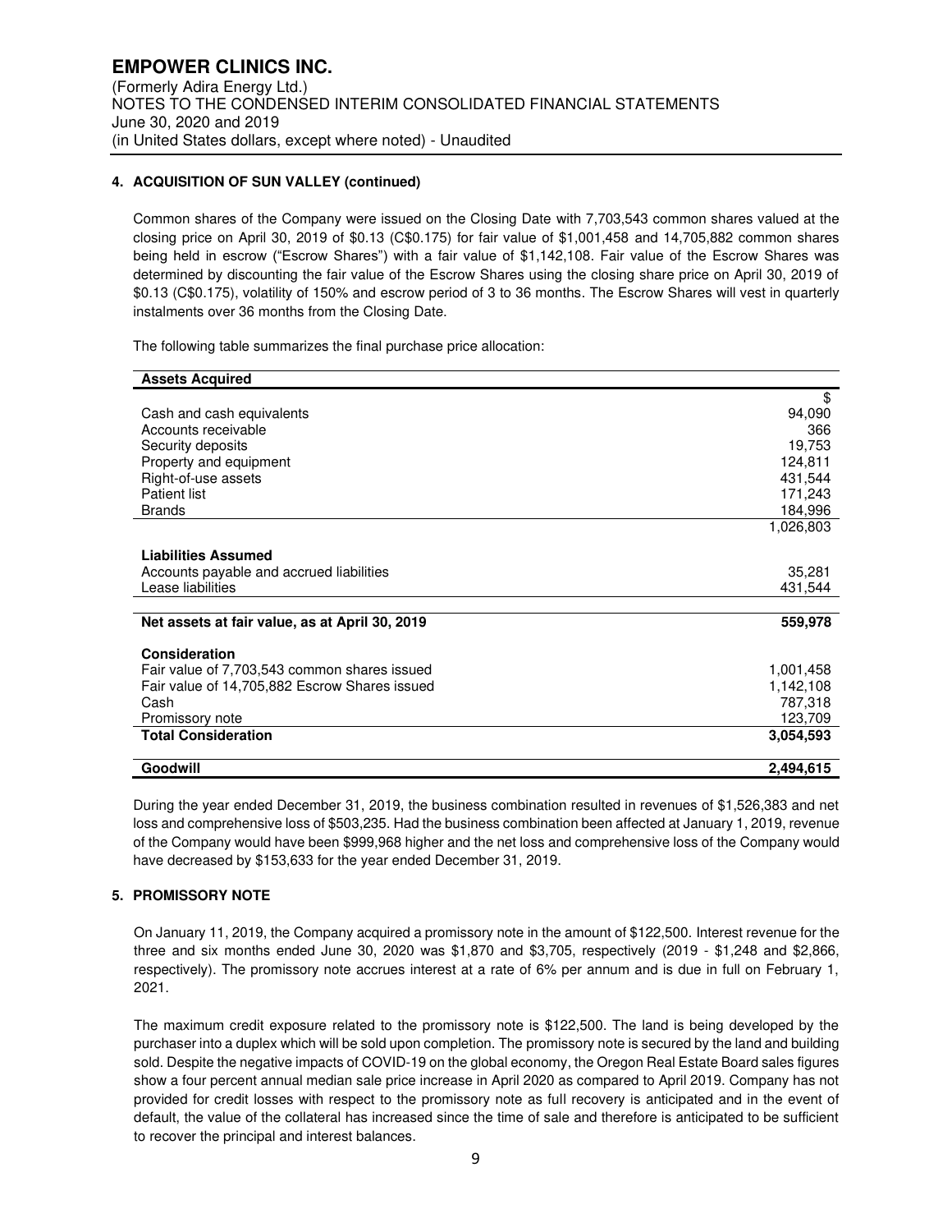## 4. ACQUISITION OF SUN VALLEY (continued)

Common shares of the Company were issued on the Closing Date with 7,703,543 common shares valued at the closing price on April 30, 2019 of $0.13 (C$0.175) for fair value of $1,001,458 and 14,705,882 common shares being held in escrow ("Escrow Shares") with a fair value of $1,142,108. Fair value of the Escrow Shares was determined by discounting the fair value of the Escrow Shares using the closing share price on April 30, 2019 of $0.13 (C$0.175), volatility of 150% and escrow period of 3 to 36 months. The Escrow Shares will vest in quarterly instalments over 36 months from the Closing Date.

The following table summarizes the final purchase price allocation:

| **Assets Acquired** | |
|---|---|
| | $ |
| Cash and cash equivalents | 94,090 |
| Accounts receivable | 366 |
| Security deposits | 19,753 |
| Property and equipment | 124,811 |
| Right-of-use assets | 431,544 |
| Patient list | 171,243 |
| Brands | 184,996 |
| | 1,026,803 |
| **Liabilities Assumed** | |
| Accounts payable and accrued liabilities | 35,281 |
| Lease liabilities | 431,544 |
| **Net assets at fair value, as at April 30, 2019** | **559,978** |
| **Consideration** | |
| Fair value of 7,703,543 common shares issued | 1,001,458 |
| Fair value of 14,705,882 Escrow Shares issued | 1,142,108 |
| Cash | 787,318 |
| Promissory note | 123,709 |
| **Total Consideration** | **3,054,593** |
| **Goodwill** | **2,494,615** |

During the year ended December 31, 2019, the business combination resulted in revenues of $1,526,383 and net loss and comprehensive loss of $503,235. Had the business combination been affected at January 1, 2019, revenue of the Company would have been $999,968 higher and the net loss and comprehensive loss of the Company would have decreased by $153,633 for the year ended December 31, 2019.

## 5. PROMISSORY NOTE

On January 11, 2019, the Company acquired a promissory note in the amount of $122,500. Interest revenue for the three and six months ended June 30, 2020 was $1,870 and $3,705, respectively (2019 - $1,248 and $2,866, respectively). The promissory note accrues interest at a rate of 6% per annum and is due in full on February 1, 2021.

The maximum credit exposure related to the promissory note is $122,500. The land is being developed by the purchaser into a duplex which will be sold upon completion. The promissory note is secured by the land and building sold. Despite the negative impacts of COVID-19 on the global economy, the Oregon Real Estate Board sales figures show a four percent annual median sale price increase in April 2020 as compared to April 2019. Company has not provided for credit losses with respect to the promissory note as full recovery is anticipated and in the event of default, the value of the collateral has increased since the time of sale and therefore is anticipated to be sufficient to recover the principal and interest balances.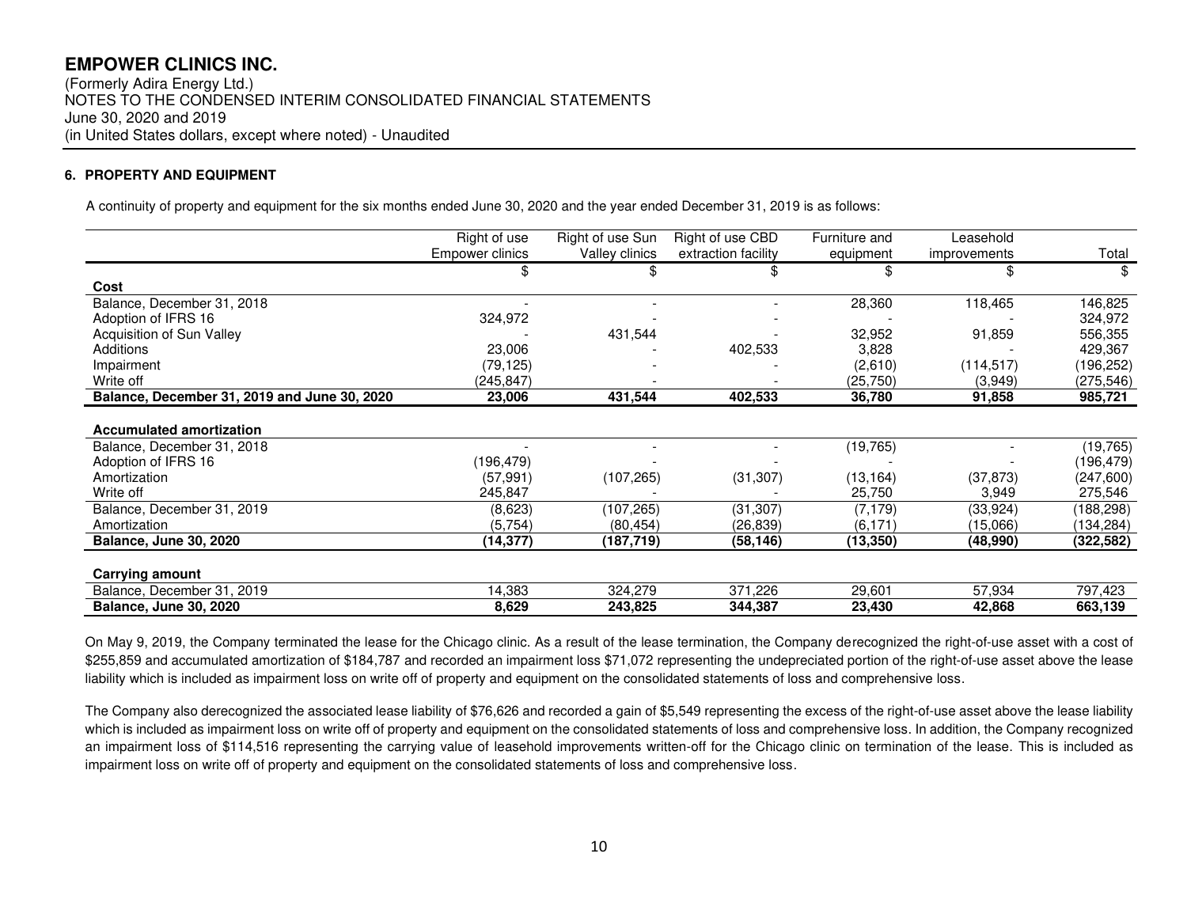## 6. PROPERTY AND EQUIPMENT

A continuity of property and equipment for the six months ended June 30, 2020 and the year ended December 31, 2019 is as follows:

| | Right of use Empower clinics | Right of use Sun Valley clinics | Right of use CBD extraction facility | Furniture and equipment | Leasehold improvements | Total |
|---|---|---|---|---|---|---|
| | $ | $ | $ | $ | $ | $ |
| **Cost** | | | | | | |
| Balance, December 31, 2018 | - | - | - | 28,360 | 118,465 | 146,825 |
| Adoption of IFRS 16 | 324,972 | - | - | - | - | 324,972 |
| Acquisition of Sun Valley | - | 431,544 | - | 32,952 | 91,859 | 556,355 |
| Additions | 23,006 | - | 402,533 | 3,828 | - | 429,367 |
| Impairment | (79,125) | - | - | (2,610) | (114,517) | (196,252) |
| Write off | (245,847) | - | - | (25,750) | (3,949) | (275,546) |
| **Balance, December 31, 2019 and June 30, 2020** | **23,006** | **431,544** | **402,533** | **36,780** | **91,858** | **985,721** |
| **Accumulated amortization** | | | | | | |
| Balance, December 31, 2018 | - | - | - | (19,765) | - | (19,765) |
| Adoption of IFRS 16 | (196,479) | - | - | - | - | (196,479) |
| Amortization | (57,991) | (107,265) | (31,307) | (13,164) | (37,873) | (247,600) |
| Write off | 245,847 | - | - | 25,750 | 3,949 | 275,546 |
| Balance, December 31, 2019 | (8,623) | (107,265) | (31,307) | (7,179) | (33,924) | (188,298) |
| Amortization | (5,754) | (80,454) | (26,839) | (6,171) | (15,066) | (134,284) |
| **Balance, June 30, 2020** | **(14,377)** | **(187,719)** | **(58,146)** | **(13,350)** | **(48,990)** | **(322,582)** |
| **Carrying amount** | | | | | | |
| Balance, December 31, 2019 | 14,383 | 324,279 | 371,226 | 29,601 | 57,934 | 797,423 |
| **Balance, June 30, 2020** | **8,629** | **243,825** | **344,387** | **23,430** | **42,868** | **663,139** |

On May 9, 2019, the Company terminated the lease for the Chicago clinic. As a result of the lease termination, the Company derecognized the right-of-use asset with a cost of $255,859 and accumulated amortization of $184,787 and recorded an impairment loss $71,072 representing the undepreciated portion of the right-of-use asset above the lease liability which is included as impairment loss on write off of property and equipment on the consolidated statements of loss and comprehensive loss.

The Company also derecognized the associated lease liability of $76,626 and recorded a gain of $5,549 representing the excess of the right-of-use asset above the lease liability which is included as impairment loss on write off of property and equipment on the consolidated statements of loss and comprehensive loss. In addition, the Company recognized an impairment loss of $114,516 representing the carrying value of leasehold improvements written-off for the Chicago clinic on termination of the lease. This is included as impairment loss on write off of property and equipment on the consolidated statements of loss and comprehensive loss.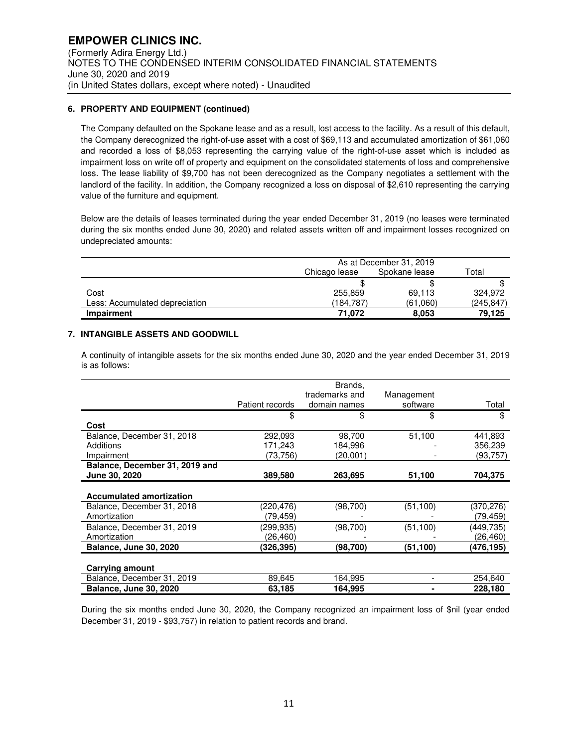## 6. PROPERTY AND EQUIPMENT (continued)

The Company defaulted on the Spokane lease and as a result, lost access to the facility. As a result of this default, the Company derecognized the right-of-use asset with a cost of $69,113 and accumulated amortization of $61,060 and recorded a loss of $8,053 representing the carrying value of the right-of-use asset which is included as impairment loss on write off of property and equipment on the consolidated statements of loss and comprehensive loss. The lease liability of $9,700 has not been derecognized as the Company negotiates a settlement with the landlord of the facility. In addition, the Company recognized a loss on disposal of $2,610 representing the carrying value of the furniture and equipment.

Below are the details of leases terminated during the year ended December 31, 2019 (no leases were terminated during the six months ended June 30, 2020) and related assets written off and impairment losses recognized on undepreciated amounts:

| | As at December 31, 2019 | | |
|---|---|---|---|
| | Chicago lease | Spokane lease | Total |
| | $ | $ | $ |
| Cost | 255,859 | 69,113 | 324,972 |
| Less: Accumulated depreciation | (184,787) | (61,060) | (245,847) |
| **Impairment** | **71,072** | **8,053** | **79,125** |

## 7. INTANGIBLE ASSETS AND GOODWILL

A continuity of intangible assets for the six months ended June 30, 2020 and the year ended December 31, 2019 is as follows:

| | Patient records | Brands, trademarks and domain names | Management software | Total |
|---|---|---|---|---|
| | $ | $ | $ | $ |
| **Cost** | | | | |
| Balance, December 31, 2018 | 292,093 | 98,700 | 51,100 | 441,893 |
| Additions | 171,243 | 184,996 | - | 356,239 |
| Impairment | (73,756) | (20,001) | - | (93,757) |
| **Balance, December 31, 2019 and June 30, 2020** | **389,580** | **263,695** | **51,100** | **704,375** |
| **Accumulated amortization** | | | | |
| Balance, December 31, 2018 | (220,476) | (98,700) | (51,100) | (370,276) |
| Amortization | (79,459) | - | - | (79,459) |
| Balance, December 31, 2019 | (299,935) | (98,700) | (51,100) | (449,735) |
| Amortization | (26,460) | - | - | (26,460) |
| **Balance, June 30, 2020** | **(326,395)** | **(98,700)** | **(51,100)** | **(476,195)** |
| **Carrying amount** | | | | |
| Balance, December 31, 2019 | 89,645 | 164,995 | - | 254,640 |
| **Balance, June 30, 2020** | **63,185** | **164,995** | **-** | **228,180** |

During the six months ended June 30, 2020, the Company recognized an impairment loss of $nil (year ended December 31, 2019 - $93,757) in relation to patient records and brand.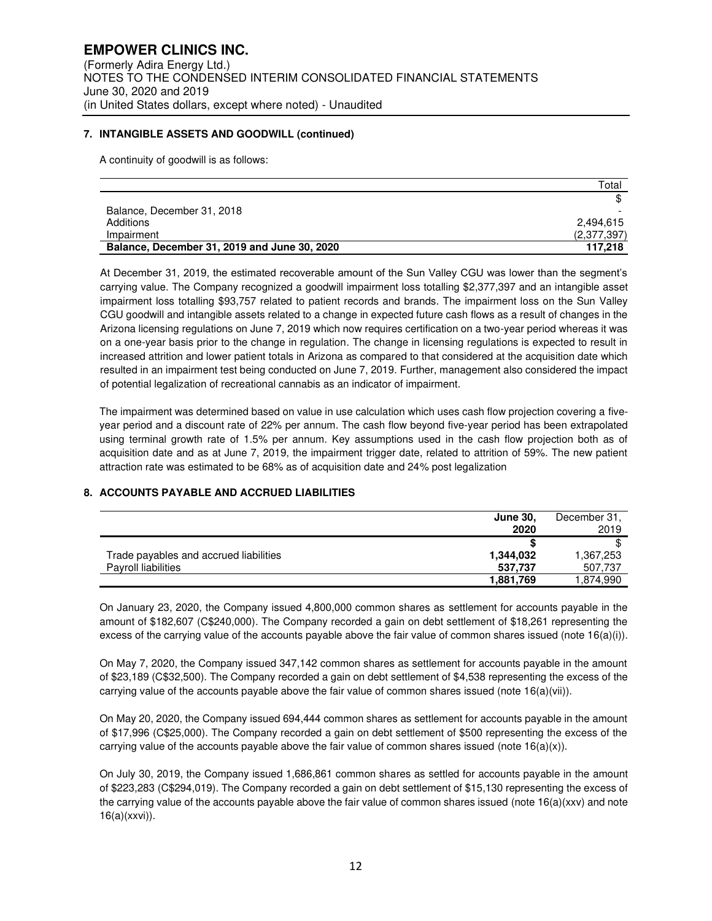### 7. INTANGIBLE ASSETS AND GOODWILL (continued)

A continuity of goodwill is as follows:

| | Total |
|---|---|
| | $ |
| Balance, December 31, 2018 | - |
| Additions | 2,494,615 |
| Impairment | (2,377,397) |
| **Balance, December 31, 2019 and June 30, 2020** | **117,218** |

At December 31, 2019, the estimated recoverable amount of the Sun Valley CGU was lower than the segment's carrying value. The Company recognized a goodwill impairment loss totalling $2,377,397 and an intangible asset impairment loss totalling $93,757 related to patient records and brands. The impairment loss on the Sun Valley CGU goodwill and intangible assets related to a change in expected future cash flows as a result of changes in the Arizona licensing regulations on June 7, 2019 which now requires certification on a two-year period whereas it was on a one-year basis prior to the change in regulation. The change in licensing regulations is expected to result in increased attrition and lower patient totals in Arizona as compared to that considered at the acquisition date which resulted in an impairment test being conducted on June 7, 2019. Further, management also considered the impact of potential legalization of recreational cannabis as an indicator of impairment.

The impairment was determined based on value in use calculation which uses cash flow projection covering a five-year period and a discount rate of 22% per annum. The cash flow beyond five-year period has been extrapolated using terminal growth rate of 1.5% per annum. Key assumptions used in the cash flow projection both as of acquisition date and as at June 7, 2019, the impairment trigger date, related to attrition of 59%. The new patient attraction rate was estimated to be 68% as of acquisition date and 24% post legalization

### 8. ACCOUNTS PAYABLE AND ACCRUED LIABILITIES

| | **June 30, 2020** | December 31, 2019 |
|---|---|---|
| | **$** | $ |
| Trade payables and accrued liabilities | **1,344,032** | 1,367,253 |
| Payroll liabilities | **537,737** | 507,737 |
| | **1,881,769** | 1,874,990 |

On January 23, 2020, the Company issued 4,800,000 common shares as settlement for accounts payable in the amount of $182,607 (C$240,000). The Company recorded a gain on debt settlement of $18,261 representing the excess of the carrying value of the accounts payable above the fair value of common shares issued (note 16(a)(i)).

On May 7, 2020, the Company issued 347,142 common shares as settlement for accounts payable in the amount of $23,189 (C$32,500). The Company recorded a gain on debt settlement of $4,538 representing the excess of the carrying value of the accounts payable above the fair value of common shares issued (note 16(a)(vii)).

On May 20, 2020, the Company issued 694,444 common shares as settlement for accounts payable in the amount of $17,996 (C$25,000). The Company recorded a gain on debt settlement of $500 representing the excess of the carrying value of the accounts payable above the fair value of common shares issued (note 16(a)(x)).

On July 30, 2019, the Company issued 1,686,861 common shares as settled for accounts payable in the amount of $223,283 (C$294,019). The Company recorded a gain on debt settlement of $15,130 representing the excess of the carrying value of the accounts payable above the fair value of common shares issued (note 16(a)(xxv) and note 16(a)(xxvi)).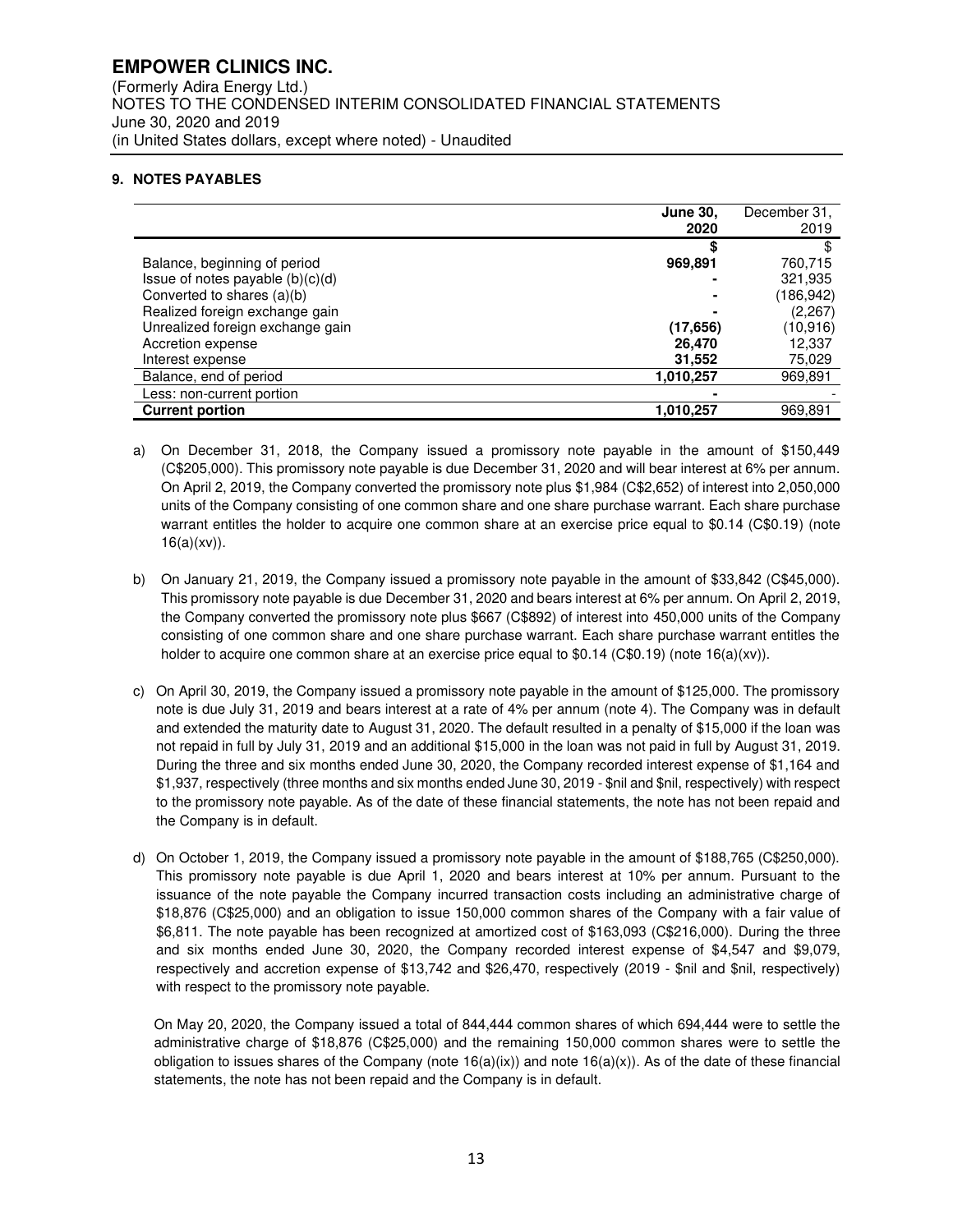## 9. NOTES PAYABLES

| | **June 30, 2020** | December 31, 2019 |
|---|---|---|
| | **$** | $ |
| Balance, beginning of period | **969,891** | 760,715 |
| Issue of notes payable (b)(c)(d) | **-** | 321,935 |
| Converted to shares (a)(b) | **-** | (186,942) |
| Realized foreign exchange gain | **-** | (2,267) |
| Unrealized foreign exchange gain | **(17,656)** | (10,916) |
| Accretion expense | **26,470** | 12,337 |
| Interest expense | **31,552** | 75,029 |
| Balance, end of period | **1,010,257** | 969,891 |
| Less: non-current portion | **-** | - |
| **Current portion** | **1,010,257** | 969,891 |

a) On December 31, 2018, the Company issued a promissory note payable in the amount of $150,449 (C$205,000). This promissory note payable is due December 31, 2020 and will bear interest at 6% per annum. On April 2, 2019, the Company converted the promissory note plus $1,984 (C$2,652) of interest into 2,050,000 units of the Company consisting of one common share and one share purchase warrant. Each share purchase warrant entitles the holder to acquire one common share at an exercise price equal to $0.14 (C$0.19) (note 16(a)(xv)).

b) On January 21, 2019, the Company issued a promissory note payable in the amount of $33,842 (C$45,000). This promissory note payable is due December 31, 2020 and bears interest at 6% per annum. On April 2, 2019, the Company converted the promissory note plus $667 (C$892) of interest into 450,000 units of the Company consisting of one common share and one share purchase warrant. Each share purchase warrant entitles the holder to acquire one common share at an exercise price equal to $0.14 (C$0.19) (note 16(a)(xv)).

c) On April 30, 2019, the Company issued a promissory note payable in the amount of $125,000. The promissory note is due July 31, 2019 and bears interest at a rate of 4% per annum (note 4). The Company was in default and extended the maturity date to August 31, 2020. The default resulted in a penalty of $15,000 if the loan was not repaid in full by July 31, 2019 and an additional $15,000 in the loan was not paid in full by August 31, 2019. During the three and six months ended June 30, 2020, the Company recorded interest expense of $1,164 and $1,937, respectively (three months and six months ended June 30, 2019 - $nil and $nil, respectively) with respect to the promissory note payable. As of the date of these financial statements, the note has not been repaid and the Company is in default.

d) On October 1, 2019, the Company issued a promissory note payable in the amount of $188,765 (C$250,000). This promissory note payable is due April 1, 2020 and bears interest at 10% per annum. Pursuant to the issuance of the note payable the Company incurred transaction costs including an administrative charge of $18,876 (C$25,000) and an obligation to issue 150,000 common shares of the Company with a fair value of $6,811. The note payable has been recognized at amortized cost of $163,093 (C$216,000). During the three and six months ended June 30, 2020, the Company recorded interest expense of $4,547 and $9,079, respectively and accretion expense of $13,742 and $26,470, respectively (2019 - $nil and $nil, respectively) with respect to the promissory note payable.

   On May 20, 2020, the Company issued a total of 844,444 common shares of which 694,444 were to settle the administrative charge of $18,876 (C$25,000) and the remaining 150,000 common shares were to settle the obligation to issues shares of the Company (note 16(a)(ix)) and note 16(a)(x)). As of the date of these financial statements, the note has not been repaid and the Company is in default.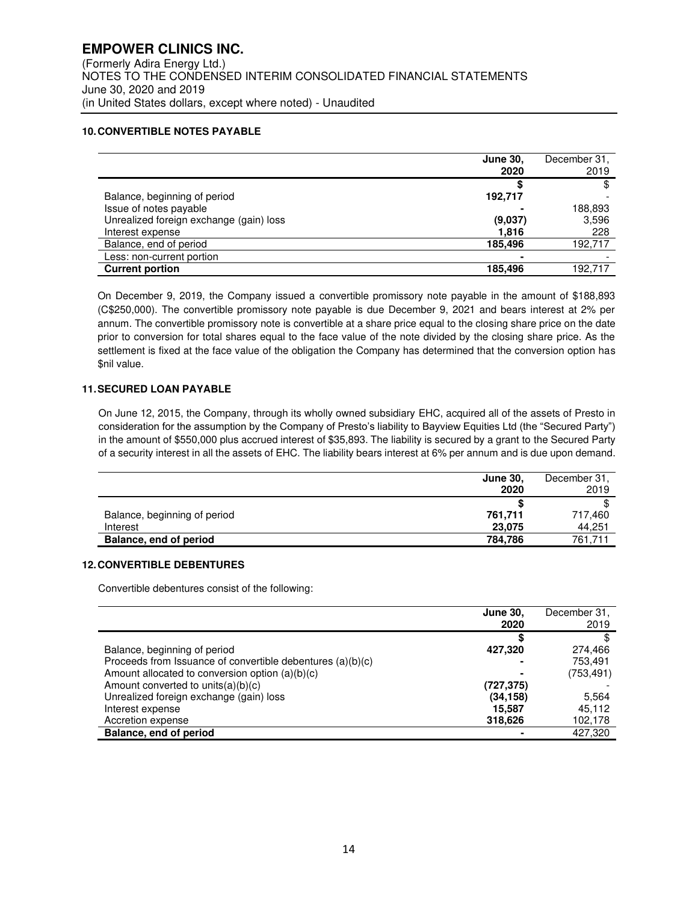## 10. CONVERTIBLE NOTES PAYABLE

| | **June 30, 2020** | December 31, 2019 |
|---|---|---|
| | **$** | $ |
| Balance, beginning of period | **192,717** | - |
| Issue of notes payable | **-** | 188,893 |
| Unrealized foreign exchange (gain) loss | **(9,037)** | 3,596 |
| Interest expense | **1,816** | 228 |
| Balance, end of period | **185,496** | 192,717 |
| Less: non-current portion | **-** | - |
| **Current portion** | **185,496** | 192,717 |

On December 9, 2019, the Company issued a convertible promissory note payable in the amount of $188,893 (C$250,000). The convertible promissory note payable is due December 9, 2021 and bears interest at 2% per annum. The convertible promissory note is convertible at a share price equal to the closing share price on the date prior to conversion for total shares equal to the face value of the note divided by the closing share price. As the settlement is fixed at the face value of the obligation the Company has determined that the conversion option has $nil value.

## 11. SECURED LOAN PAYABLE

On June 12, 2015, the Company, through its wholly owned subsidiary EHC, acquired all of the assets of Presto in consideration for the assumption by the Company of Presto's liability to Bayview Equities Ltd (the "Secured Party") in the amount of $550,000 plus accrued interest of $35,893. The liability is secured by a grant to the Secured Party of a security interest in all the assets of EHC. The liability bears interest at 6% per annum and is due upon demand.

| | **June 30, 2020** | December 31, 2019 |
|---|---|---|
| | **$** | $ |
| Balance, beginning of period | **761,711** | 717,460 |
| Interest | **23,075** | 44,251 |
| **Balance, end of period** | **784,786** | 761,711 |

## 12. CONVERTIBLE DEBENTURES

Convertible debentures consist of the following:

| | **June 30, 2020** | December 31, 2019 |
|---|---|---|
| | **$** | $ |
| Balance, beginning of period | **427,320** | 274,466 |
| Proceeds from Issuance of convertible debentures (a)(b)(c) | **-** | 753,491 |
| Amount allocated to conversion option (a)(b)(c) | **-** | (753,491) |
| Amount converted to units(a)(b)(c) | **(727,375)** | - |
| Unrealized foreign exchange (gain) loss | **(34,158)** | 5,564 |
| Interest expense | **15,587** | 45,112 |
| Accretion expense | **318,626** | 102,178 |
| **Balance, end of period** | **-** | 427,320 |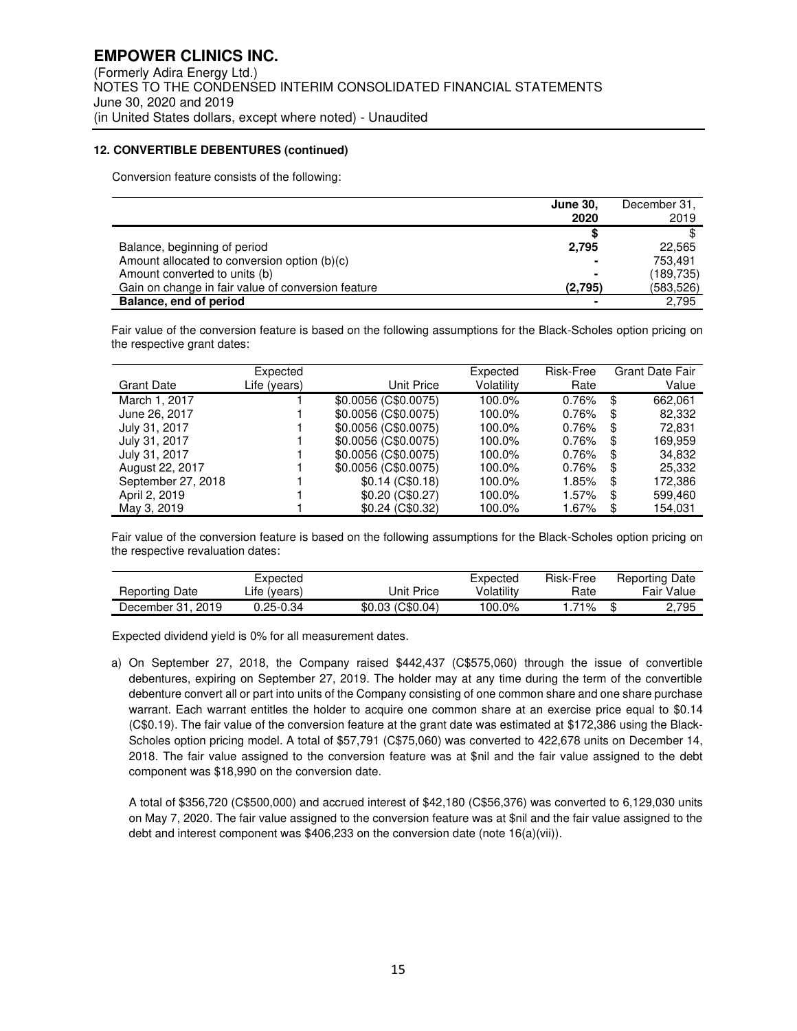**12. CONVERTIBLE DEBENTURES (continued)**

Conversion feature consists of the following:

| | June 30, 2020 | December 31, 2019 |
|---|---|---|
| | $ | $ |
| Balance, beginning of period | 2,795 | 22,565 |
| Amount allocated to conversion option (b)(c) | - | 753,491 |
| Amount converted to units (b) | - | (189,735) |
| Gain on change in fair value of conversion feature | (2,795) | (583,526) |
| **Balance, end of period** | - | 2,795 |

Fair value of the conversion feature is based on the following assumptions for the Black-Scholes option pricing on the respective grant dates:

| Grant Date | Expected Life (years) | Unit Price | Expected Volatility | Risk-Free Rate | Grant Date Fair Value |
|---|---|---|---|---|---|
| March 1, 2017 | 1 | $0.0056 (C$0.0075) | 100.0% | 0.76% | $ 662,061 |
| June 26, 2017 | 1 | $0.0056 (C$0.0075) | 100.0% | 0.76% | $ 82,332 |
| July 31, 2017 | 1 | $0.0056 (C$0.0075) | 100.0% | 0.76% | $ 72,831 |
| July 31, 2017 | 1 | $0.0056 (C$0.0075) | 100.0% | 0.76% | $ 169,959 |
| July 31, 2017 | 1 | $0.0056 (C$0.0075) | 100.0% | 0.76% | $ 34,832 |
| August 22, 2017 | 1 | $0.0056 (C$0.0075) | 100.0% | 0.76% | $ 25,332 |
| September 27, 2018 | 1 | $0.14 (C$0.18) | 100.0% | 1.85% | $ 172,386 |
| April 2, 2019 | 1 | $0.20 (C$0.27) | 100.0% | 1.57% | $ 599,460 |
| May 3, 2019 | 1 | $0.24 (C$0.32) | 100.0% | 1.67% | $ 154,031 |

Fair value of the conversion feature is based on the following assumptions for the Black-Scholes option pricing on the respective revaluation dates:

| Reporting Date | Expected Life (years) | Unit Price | Expected Volatility | Risk-Free Rate | Reporting Date Fair Value |
|---|---|---|---|---|---|
| December 31, 2019 | 0.25-0.34 | $0.03 (C$0.04) | 100.0% | 1.71% | $ 2,795 |

Expected dividend yield is 0% for all measurement dates.

a) On September 27, 2018, the Company raised $442,437 (C$575,060) through the issue of convertible debentures, expiring on September 27, 2019. The holder may at any time during the term of the convertible debenture convert all or part into units of the Company consisting of one common share and one share purchase warrant. Each warrant entitles the holder to acquire one common share at an exercise price equal to $0.14 (C$0.19). The fair value of the conversion feature at the grant date was estimated at $172,386 using the Black-Scholes option pricing model. A total of $57,791 (C$75,060) was converted to 422,678 units on December 14, 2018. The fair value assigned to the conversion feature was at $nil and the fair value assigned to the debt component was $18,990 on the conversion date.

   A total of $356,720 (C$500,000) and accrued interest of $42,180 (C$56,376) was converted to 6,129,030 units on May 7, 2020. The fair value assigned to the conversion feature was at $nil and the fair value assigned to the debt and interest component was $406,233 on the conversion date (note 16(a)(vii)).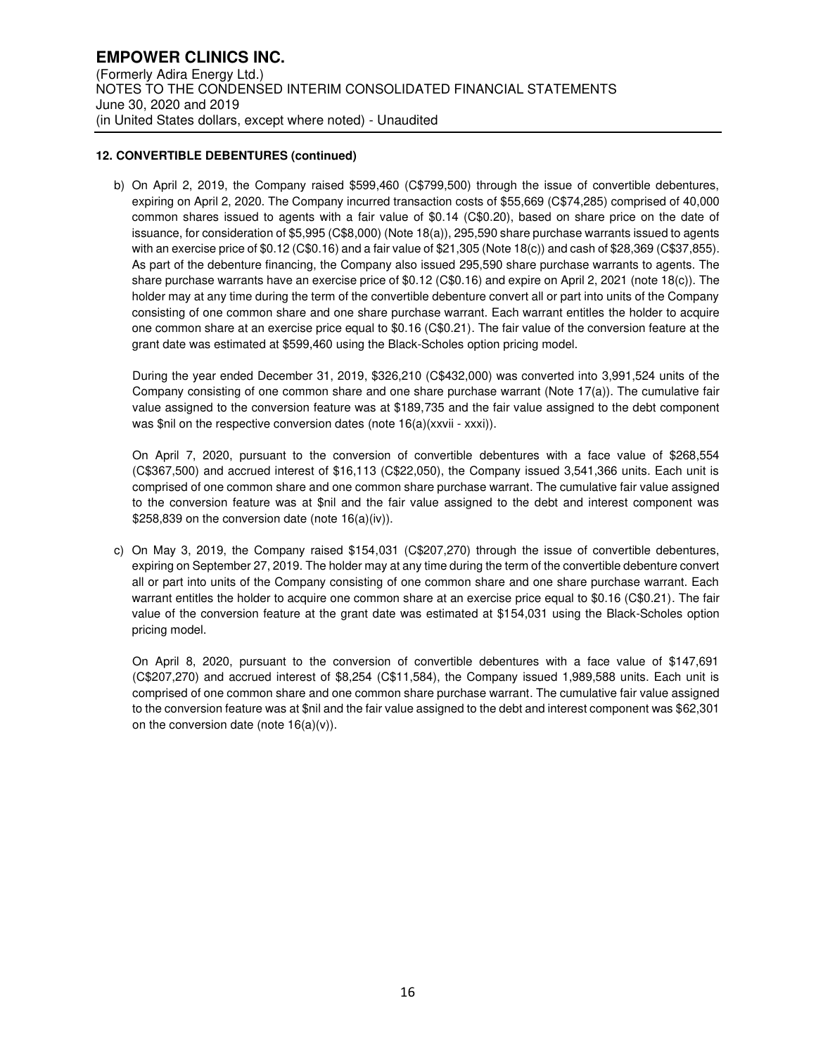**12. CONVERTIBLE DEBENTURES (continued)**

b) On April 2, 2019, the Company raised $599,460 (C$799,500) through the issue of convertible debentures, expiring on April 2, 2020. The Company incurred transaction costs of $55,669 (C$74,285) comprised of 40,000 common shares issued to agents with a fair value of $0.14 (C$0.20), based on share price on the date of issuance, for consideration of $5,995 (C$8,000) (Note 18(a)), 295,590 share purchase warrants issued to agents with an exercise price of $0.12 (C$0.16) and a fair value of $21,305 (Note 18(c)) and cash of $28,369 (C$37,855). As part of the debenture financing, the Company also issued 295,590 share purchase warrants to agents. The share purchase warrants have an exercise price of $0.12 (C$0.16) and expire on April 2, 2021 (note 18(c)). The holder may at any time during the term of the convertible debenture convert all or part into units of the Company consisting of one common share and one share purchase warrant. Each warrant entitles the holder to acquire one common share at an exercise price equal to $0.16 (C$0.21). The fair value of the conversion feature at the grant date was estimated at $599,460 using the Black-Scholes option pricing model.

During the year ended December 31, 2019, $326,210 (C$432,000) was converted into 3,991,524 units of the Company consisting of one common share and one share purchase warrant (Note 17(a)). The cumulative fair value assigned to the conversion feature was at $189,735 and the fair value assigned to the debt component was $nil on the respective conversion dates (note 16(a)(xxvii - xxxi)).

On April 7, 2020, pursuant to the conversion of convertible debentures with a face value of $268,554 (C$367,500) and accrued interest of $16,113 (C$22,050), the Company issued 3,541,366 units. Each unit is comprised of one common share and one common share purchase warrant. The cumulative fair value assigned to the conversion feature was at $nil and the fair value assigned to the debt and interest component was $258,839 on the conversion date (note 16(a)(iv)).

c) On May 3, 2019, the Company raised $154,031 (C$207,270) through the issue of convertible debentures, expiring on September 27, 2019. The holder may at any time during the term of the convertible debenture convert all or part into units of the Company consisting of one common share and one share purchase warrant. Each warrant entitles the holder to acquire one common share at an exercise price equal to $0.16 (C$0.21). The fair value of the conversion feature at the grant date was estimated at $154,031 using the Black-Scholes option pricing model.

On April 8, 2020, pursuant to the conversion of convertible debentures with a face value of $147,691 (C$207,270) and accrued interest of $8,254 (C$11,584), the Company issued 1,989,588 units. Each unit is comprised of one common share and one common share purchase warrant. The cumulative fair value assigned to the conversion feature was at $nil and the fair value assigned to the debt and interest component was $62,301 on the conversion date (note 16(a)(v)).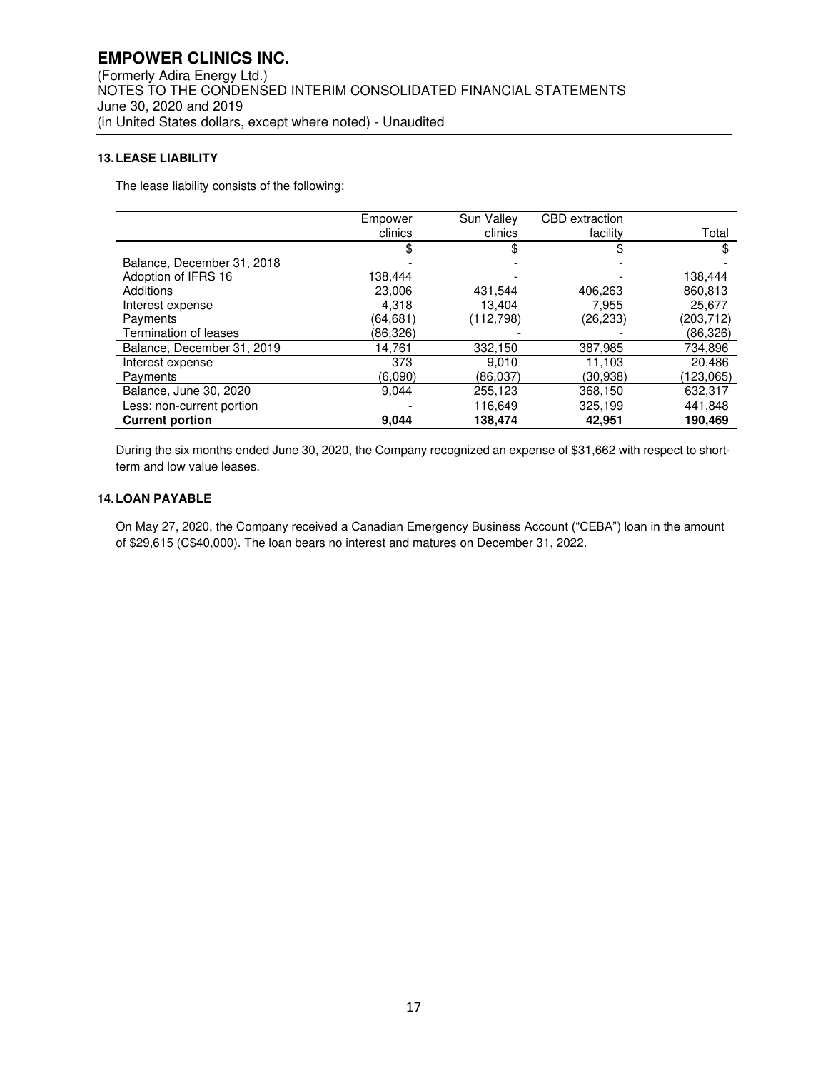### 13. LEASE LIABILITY

The lease liability consists of the following:

| | Empower clinics | Sun Valley clinics | CBD extraction facility | Total |
|---|---|---|---|---|
| | $ | $ | $ | $ |
| Balance, December 31, 2018 | - | - | - | - |
| Adoption of IFRS 16 | 138,444 | - | - | 138,444 |
| Additions | 23,006 | 431,544 | 406,263 | 860,813 |
| Interest expense | 4,318 | 13,404 | 7,955 | 25,677 |
| Payments | (64,681) | (112,798) | (26,233) | (203,712) |
| Termination of leases | (86,326) | - | - | (86,326) |
| Balance, December 31, 2019 | 14,761 | 332,150 | 387,985 | 734,896 |
| Interest expense | 373 | 9,010 | 11,103 | 20,486 |
| Payments | (6,090) | (86,037) | (30,938) | (123,065) |
| Balance, June 30, 2020 | 9,044 | 255,123 | 368,150 | 632,317 |
| Less: non-current portion | - | 116,649 | 325,199 | 441,848 |
| **Current portion** | **9,044** | **138,474** | **42,951** | **190,469** |

During the six months ended June 30, 2020, the Company recognized an expense of $31,662 with respect to short-term and low value leases.

### 14. LOAN PAYABLE

On May 27, 2020, the Company received a Canadian Emergency Business Account ("CEBA") loan in the amount of $29,615 (C$40,000). The loan bears no interest and matures on December 31, 2022.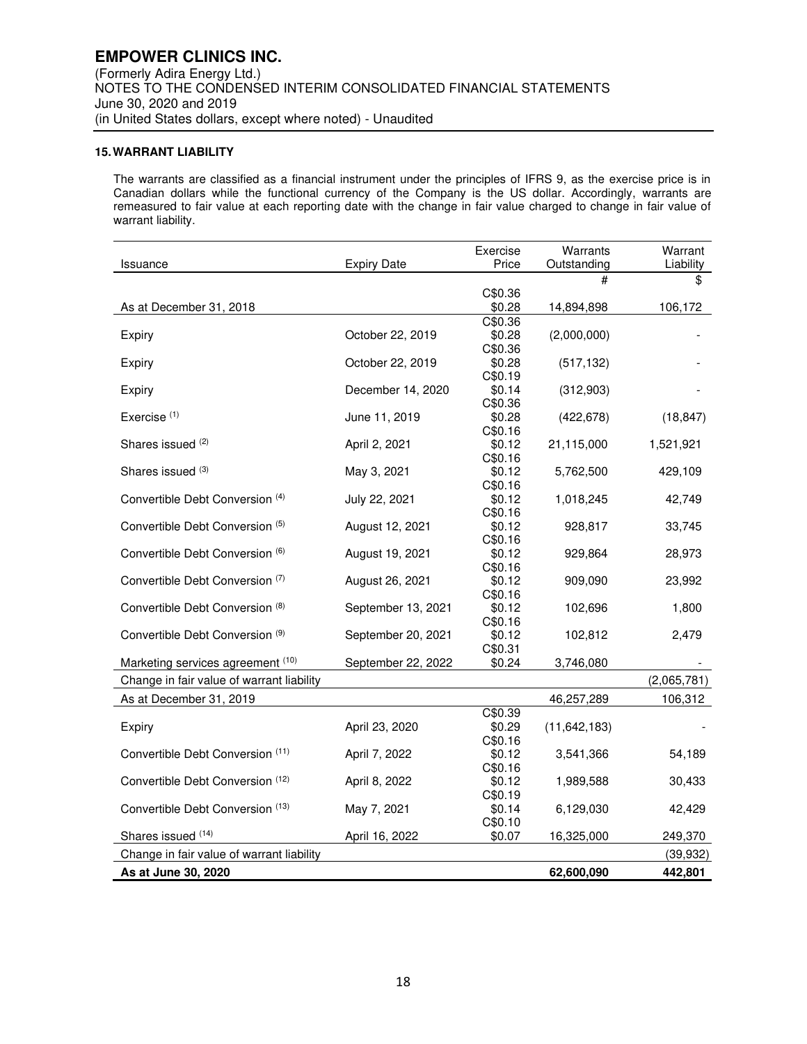### 15. WARRANT LIABILITY

The warrants are classified as a financial instrument under the principles of IFRS 9, as the exercise price is in Canadian dollars while the functional currency of the Company is the US dollar. Accordingly, warrants are remeasured to fair value at each reporting date with the change in fair value charged to change in fair value of warrant liability.

| Issuance | Expiry Date | Exercise Price | Warrants Outstanding | Warrant Liability |
|---|---|---|---|---|
| | | | # | $ |
| As at December 31, 2018 | | C$0.36 $0.28 | 14,894,898 | 106,172 |
| Expiry | October 22, 2019 | C$0.36 $0.28 | (2,000,000) | - |
| Expiry | October 22, 2019 | C$0.36 $0.28 | (517,132) | - |
| Expiry | December 14, 2020 | C$0.19 $0.14 | (312,903) | - |
| Exercise (1) | June 11, 2019 | C$0.36 $0.28 | (422,678) | (18,847) |
| Shares issued (2) | April 2, 2021 | C$0.16 $0.12 | 21,115,000 | 1,521,921 |
| Shares issued (3) | May 3, 2021 | C$0.16 $0.12 | 5,762,500 | 429,109 |
| Convertible Debt Conversion (4) | July 22, 2021 | C$0.16 $0.12 | 1,018,245 | 42,749 |
| Convertible Debt Conversion (5) | August 12, 2021 | C$0.16 $0.12 | 928,817 | 33,745 |
| Convertible Debt Conversion (6) | August 19, 2021 | C$0.16 $0.12 | 929,864 | 28,973 |
| Convertible Debt Conversion (7) | August 26, 2021 | C$0.16 $0.12 | 909,090 | 23,992 |
| Convertible Debt Conversion (8) | September 13, 2021 | C$0.16 $0.12 | 102,696 | 1,800 |
| Convertible Debt Conversion (9) | September 20, 2021 | C$0.16 $0.12 | 102,812 | 2,479 |
| Marketing services agreement (10) | September 22, 2022 | C$0.31 $0.24 | 3,746,080 | - |
| Change in fair value of warrant liability | | | | (2,065,781) |
| As at December 31, 2019 | | | 46,257,289 | 106,312 |
| Expiry | April 23, 2020 | C$0.39 $0.29 | (11,642,183) | - |
| Convertible Debt Conversion (11) | April 7, 2022 | C$0.16 $0.12 | 3,541,366 | 54,189 |
| Convertible Debt Conversion (12) | April 8, 2022 | C$0.16 $0.12 | 1,989,588 | 30,433 |
| Convertible Debt Conversion (13) | May 7, 2021 | C$0.19 $0.14 | 6,129,030 | 42,429 |
| Shares issued (14) | April 16, 2022 | C$0.10 $0.07 | 16,325,000 | 249,370 |
| Change in fair value of warrant liability | | | | (39,932) |
| **As at June 30, 2020** | | | **62,600,090** | **442,801** |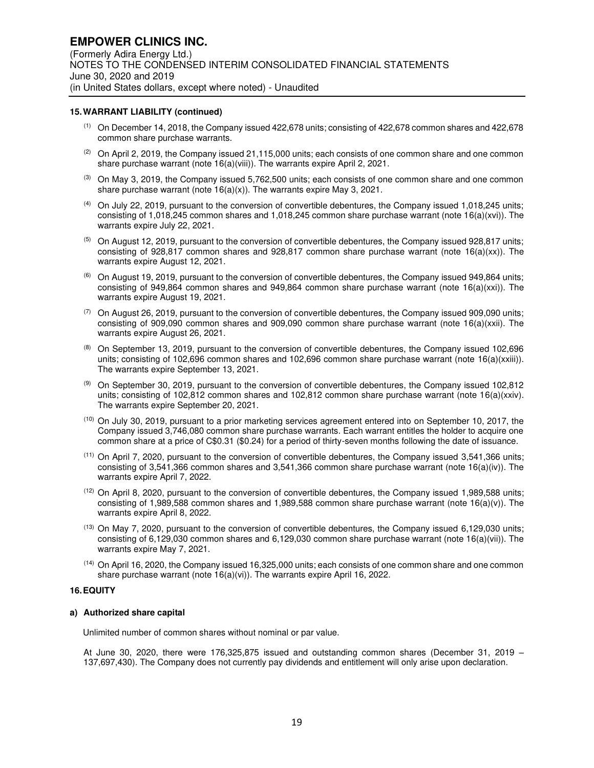**EMPOWER CLINICS INC.**
(Formerly Adira Energy Ltd.)
NOTES TO THE CONDENSED INTERIM CONSOLIDATED FINANCIAL STATEMENTS
June 30, 2020 and 2019
(in United States dollars, except where noted) - Unaudited

### 15. WARRANT LIABILITY (continued)

(1) On December 14, 2018, the Company issued 422,678 units; consisting of 422,678 common shares and 422,678 common share purchase warrants.

(2) On April 2, 2019, the Company issued 21,115,000 units; each consists of one common share and one common share purchase warrant (note 16(a)(viii)). The warrants expire April 2, 2021.

(3) On May 3, 2019, the Company issued 5,762,500 units; each consists of one common share and one common share purchase warrant (note 16(a)(x)). The warrants expire May 3, 2021.

(4) On July 22, 2019, pursuant to the conversion of convertible debentures, the Company issued 1,018,245 units; consisting of 1,018,245 common shares and 1,018,245 common share purchase warrant (note 16(a)(xvi)). The warrants expire July 22, 2021.

(5) On August 12, 2019, pursuant to the conversion of convertible debentures, the Company issued 928,817 units; consisting of 928,817 common shares and 928,817 common share purchase warrant (note 16(a)(xx)). The warrants expire August 12, 2021.

(6) On August 19, 2019, pursuant to the conversion of convertible debentures, the Company issued 949,864 units; consisting of 949,864 common shares and 949,864 common share purchase warrant (note 16(a)(xxi)). The warrants expire August 19, 2021.

(7) On August 26, 2019, pursuant to the conversion of convertible debentures, the Company issued 909,090 units; consisting of 909,090 common shares and 909,090 common share purchase warrant (note 16(a)(xxii). The warrants expire August 26, 2021.

(8) On September 13, 2019, pursuant to the conversion of convertible debentures, the Company issued 102,696 units; consisting of 102,696 common shares and 102,696 common share purchase warrant (note 16(a)(xxiii)). The warrants expire September 13, 2021.

(9) On September 30, 2019, pursuant to the conversion of convertible debentures, the Company issued 102,812 units; consisting of 102,812 common shares and 102,812 common share purchase warrant (note 16(a)(xxiv). The warrants expire September 20, 2021.

(10) On July 30, 2019, pursuant to a prior marketing services agreement entered into on September 10, 2017, the Company issued 3,746,080 common share purchase warrants. Each warrant entitles the holder to acquire one common share at a price of C$0.31 ($0.24) for a period of thirty-seven months following the date of issuance.

(11) On April 7, 2020, pursuant to the conversion of convertible debentures, the Company issued 3,541,366 units; consisting of 3,541,366 common shares and 3,541,366 common share purchase warrant (note 16(a)(iv)). The warrants expire April 7, 2022.

(12) On April 8, 2020, pursuant to the conversion of convertible debentures, the Company issued 1,989,588 units; consisting of 1,989,588 common shares and 1,989,588 common share purchase warrant (note 16(a)(v)). The warrants expire April 8, 2022.

(13) On May 7, 2020, pursuant to the conversion of convertible debentures, the Company issued 6,129,030 units; consisting of 6,129,030 common shares and 6,129,030 common share purchase warrant (note 16(a)(vii)). The warrants expire May 7, 2021.

(14) On April 16, 2020, the Company issued 16,325,000 units; each consists of one common share and one common share purchase warrant (note 16(a)(vi)). The warrants expire April 16, 2022.

### 16. EQUITY

**a) Authorized share capital**

Unlimited number of common shares without nominal or par value.

At June 30, 2020, there were 176,325,875 issued and outstanding common shares (December 31, 2019 – 137,697,430). The Company does not currently pay dividends and entitlement will only arise upon declaration.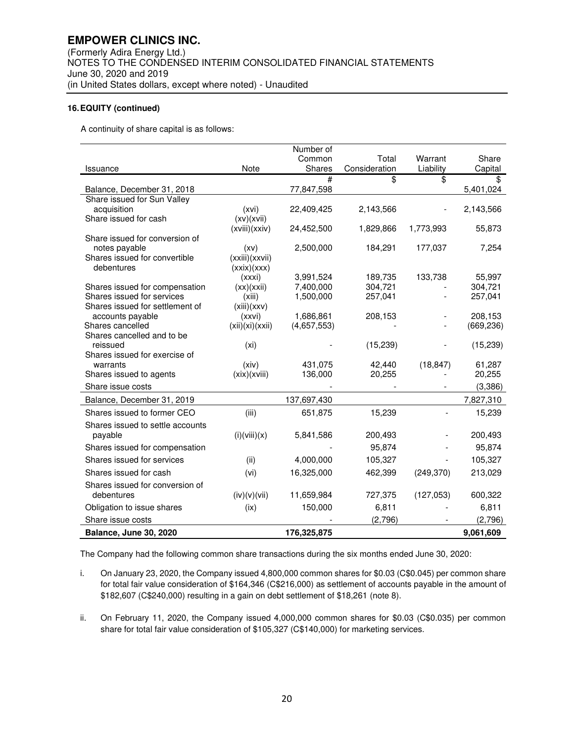**16. EQUITY (continued)**

A continuity of share capital is as follows:

| Issuance | Note | Number of Common Shares | Total Consideration | Warrant Liability | Share Capital |
|---|---|---|---|---|---|
| | | # | $ | $ | $ |
| Balance, December 31, 2018 | | 77,847,598 | | | 5,401,024 |
| Share issued for Sun Valley acquisition | (xvi) | 22,409,425 | 2,143,566 | - | 2,143,566 |
| Share issued for cash | (xv)(xvii)(xviii)(xxiv) | 24,452,500 | 1,829,866 | 1,773,993 | 55,873 |
| Share issued for conversion of notes payable | (xv) | 2,500,000 | 184,291 | 177,037 | 7,254 |
| Shares issued for convertible debentures | (xxiii)(xxvii)(xxix)(xxx)(xxxi) | 3,991,524 | 189,735 | 133,738 | 55,997 |
| Shares issued for compensation | (xx)(xxii) | 7,400,000 | 304,721 | - | 304,721 |
| Shares issued for services | (xiii) | 1,500,000 | 257,041 | - | 257,041 |
| Shares issued for settlement of accounts payable | (xiii)(xxv)(xxvi) | 1,686,861 | 208,153 | - | 208,153 |
| Shares cancelled | (xii)(xi)(xxii) | (4,657,553) | - | - | (669,236) |
| Shares cancelled and to be reissued | (xi) | - | (15,239) | - | (15,239) |
| Shares issued for exercise of warrants | (xiv) | 431,075 | 42,440 | (18,847) | 61,287 |
| Shares issued to agents | (xix)(xviii) | 136,000 | 20,255 | - | 20,255 |
| Share issue costs | | - | - | - | (3,386) |
| Balance, December 31, 2019 | | 137,697,430 | | | 7,827,310 |
| Shares issued to former CEO | (iii) | 651,875 | 15,239 | - | 15,239 |
| Shares issued to settle accounts payable | (i)(viii)(x) | 5,841,586 | 200,493 | - | 200,493 |
| Shares issued for compensation | | - | 95,874 | - | 95,874 |
| Shares issued for services | (ii) | 4,000,000 | 105,327 | - | 105,327 |
| Shares issued for cash | (vi) | 16,325,000 | 462,399 | (249,370) | 213,029 |
| Shares issued for conversion of debentures | (iv)(v)(vii) | 11,659,984 | 727,375 | (127,053) | 600,322 |
| Obligation to issue shares | (ix) | 150,000 | 6,811 | - | 6,811 |
| Share issue costs | | - | (2,796) | - | (2,796) |
| **Balance, June 30, 2020** | | **176,325,875** | | | **9,061,609** |

The Company had the following common share transactions during the six months ended June 30, 2020:

i. On January 23, 2020, the Company issued 4,800,000 common shares for $0.03 (C$0.045) per common share for total fair value consideration of $164,346 (C$216,000) as settlement of accounts payable in the amount of $182,607 (C$240,000) resulting in a gain on debt settlement of $18,261 (note 8).

ii. On February 11, 2020, the Company issued 4,000,000 common shares for $0.03 (C$0.035) per common share for total fair value consideration of $105,327 (C$140,000) for marketing services.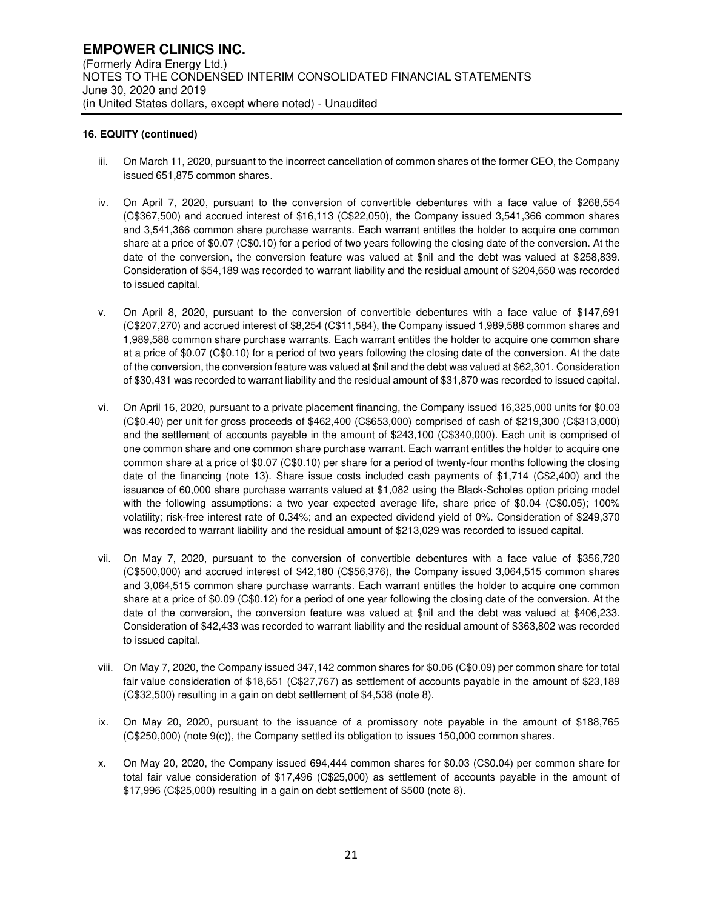### 16. EQUITY (continued)

iii. On March 11, 2020, pursuant to the incorrect cancellation of common shares of the former CEO, the Company issued 651,875 common shares.

iv. On April 7, 2020, pursuant to the conversion of convertible debentures with a face value of $268,554 (C$367,500) and accrued interest of $16,113 (C$22,050), the Company issued 3,541,366 common shares and 3,541,366 common share purchase warrants. Each warrant entitles the holder to acquire one common share at a price of $0.07 (C$0.10) for a period of two years following the closing date of the conversion. At the date of the conversion, the conversion feature was valued at $nil and the debt was valued at $258,839. Consideration of $54,189 was recorded to warrant liability and the residual amount of $204,650 was recorded to issued capital.

v. On April 8, 2020, pursuant to the conversion of convertible debentures with a face value of $147,691 (C$207,270) and accrued interest of $8,254 (C$11,584), the Company issued 1,989,588 common shares and 1,989,588 common share purchase warrants. Each warrant entitles the holder to acquire one common share at a price of $0.07 (C$0.10) for a period of two years following the closing date of the conversion. At the date of the conversion, the conversion feature was valued at $nil and the debt was valued at $62,301. Consideration of $30,431 was recorded to warrant liability and the residual amount of $31,870 was recorded to issued capital.

vi. On April 16, 2020, pursuant to a private placement financing, the Company issued 16,325,000 units for $0.03 (C$0.40) per unit for gross proceeds of $462,400 (C$653,000) comprised of cash of $219,300 (C$313,000) and the settlement of accounts payable in the amount of $243,100 (C$340,000). Each unit is comprised of one common share and one common share purchase warrant. Each warrant entitles the holder to acquire one common share at a price of $0.07 (C$0.10) per share for a period of twenty-four months following the closing date of the financing (note 13). Share issue costs included cash payments of $1,714 (C$2,400) and the issuance of 60,000 share purchase warrants valued at $1,082 using the Black-Scholes option pricing model with the following assumptions: a two year expected average life, share price of $0.04 (C$0.05); 100% volatility; risk-free interest rate of 0.34%; and an expected dividend yield of 0%. Consideration of $249,370 was recorded to warrant liability and the residual amount of $213,029 was recorded to issued capital.

vii. On May 7, 2020, pursuant to the conversion of convertible debentures with a face value of $356,720 (C$500,000) and accrued interest of $42,180 (C$56,376), the Company issued 3,064,515 common shares and 3,064,515 common share purchase warrants. Each warrant entitles the holder to acquire one common share at a price of $0.09 (C$0.12) for a period of one year following the closing date of the conversion. At the date of the conversion, the conversion feature was valued at $nil and the debt was valued at $406,233. Consideration of $42,433 was recorded to warrant liability and the residual amount of $363,802 was recorded to issued capital.

viii. On May 7, 2020, the Company issued 347,142 common shares for $0.06 (C$0.09) per common share for total fair value consideration of $18,651 (C$27,767) as settlement of accounts payable in the amount of $23,189 (C$32,500) resulting in a gain on debt settlement of $4,538 (note 8).

ix. On May 20, 2020, pursuant to the issuance of a promissory note payable in the amount of $188,765 (C$250,000) (note 9(c)), the Company settled its obligation to issues 150,000 common shares.

x. On May 20, 2020, the Company issued 694,444 common shares for $0.03 (C$0.04) per common share for total fair value consideration of $17,496 (C$25,000) as settlement of accounts payable in the amount of $17,996 (C$25,000) resulting in a gain on debt settlement of $500 (note 8).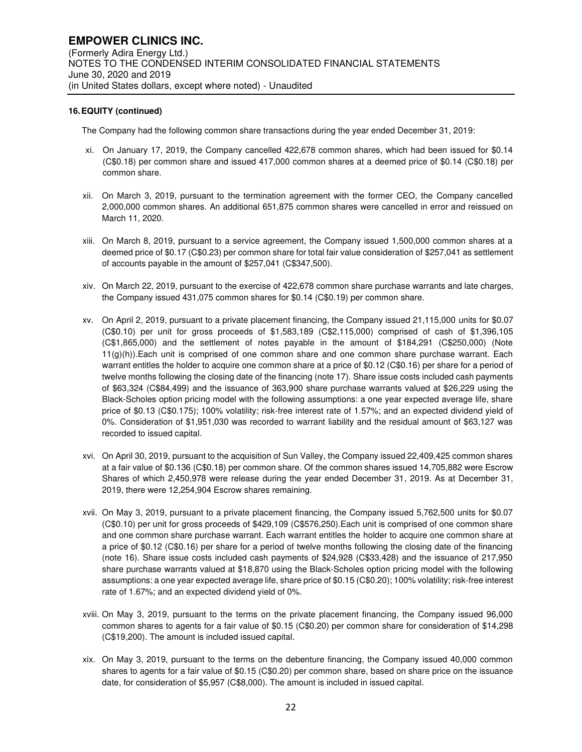**16. EQUITY (continued)**

The Company had the following common share transactions during the year ended December 31, 2019:

xi. On January 17, 2019, the Company cancelled 422,678 common shares, which had been issued for $0.14 (C$0.18) per common share and issued 417,000 common shares at a deemed price of $0.14 (C$0.18) per common share.

xii. On March 3, 2019, pursuant to the termination agreement with the former CEO, the Company cancelled 2,000,000 common shares. An additional 651,875 common shares were cancelled in error and reissued on March 11, 2020.

xiii. On March 8, 2019, pursuant to a service agreement, the Company issued 1,500,000 common shares at a deemed price of $0.17 (C$0.23) per common share for total fair value consideration of $257,041 as settlement of accounts payable in the amount of $257,041 (C$347,500).

xiv. On March 22, 2019, pursuant to the exercise of 422,678 common share purchase warrants and late charges, the Company issued 431,075 common shares for $0.14 (C$0.19) per common share.

xv. On April 2, 2019, pursuant to a private placement financing, the Company issued 21,115,000 units for $0.07 (C$0.10) per unit for gross proceeds of $1,583,189 (C$2,115,000) comprised of cash of $1,396,105 (C$1,865,000) and the settlement of notes payable in the amount of $184,291 (C$250,000) (Note 11(g)(h)).Each unit is comprised of one common share and one common share purchase warrant. Each warrant entitles the holder to acquire one common share at a price of $0.12 (C$0.16) per share for a period of twelve months following the closing date of the financing (note 17). Share issue costs included cash payments of $63,324 (C$84,499) and the issuance of 363,900 share purchase warrants valued at $26,229 using the Black-Scholes option pricing model with the following assumptions: a one year expected average life, share price of $0.13 (C$0.175); 100% volatility; risk-free interest rate of 1.57%; and an expected dividend yield of 0%. Consideration of $1,951,030 was recorded to warrant liability and the residual amount of $63,127 was recorded to issued capital.

xvi. On April 30, 2019, pursuant to the acquisition of Sun Valley, the Company issued 22,409,425 common shares at a fair value of $0.136 (C$0.18) per common share. Of the common shares issued 14,705,882 were Escrow Shares of which 2,450,978 were release during the year ended December 31, 2019. As at December 31, 2019, there were 12,254,904 Escrow shares remaining.

xvii. On May 3, 2019, pursuant to a private placement financing, the Company issued 5,762,500 units for $0.07 (C$0.10) per unit for gross proceeds of $429,109 (C$576,250).Each unit is comprised of one common share and one common share purchase warrant. Each warrant entitles the holder to acquire one common share at a price of $0.12 (C$0.16) per share for a period of twelve months following the closing date of the financing (note 16). Share issue costs included cash payments of $24,928 (C$33,428) and the issuance of 217,950 share purchase warrants valued at $18,870 using the Black-Scholes option pricing model with the following assumptions: a one year expected average life, share price of $0.15 (C$0.20); 100% volatility; risk-free interest rate of 1.67%; and an expected dividend yield of 0%.

xviii. On May 3, 2019, pursuant to the terms on the private placement financing, the Company issued 96,000 common shares to agents for a fair value of $0.15 (C$0.20) per common share for consideration of $14,298 (C$19,200). The amount is included issued capital.

xix. On May 3, 2019, pursuant to the terms on the debenture financing, the Company issued 40,000 common shares to agents for a fair value of $0.15 (C$0.20) per common share, based on share price on the issuance date, for consideration of $5,957 (C$8,000). The amount is included in issued capital.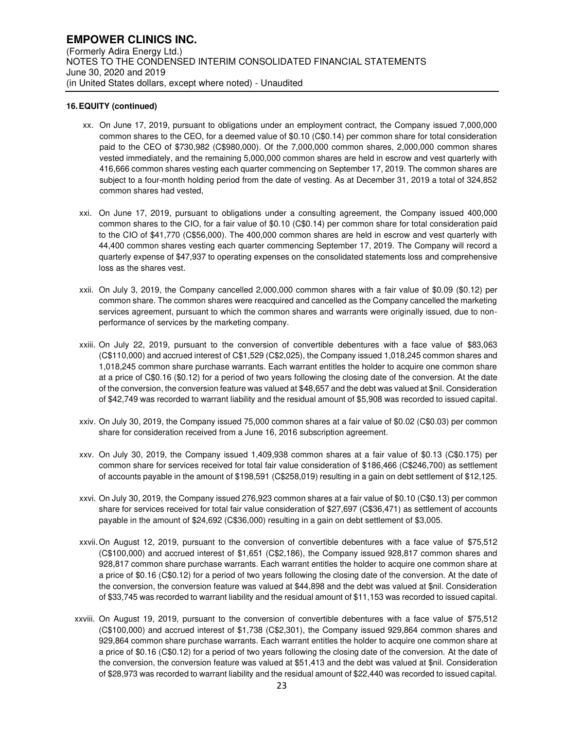**16. EQUITY (continued)**

xx. On June 17, 2019, pursuant to obligations under an employment contract, the Company issued 7,000,000 common shares to the CEO, for a deemed value of $0.10 (C$0.14) per common share for total consideration paid to the CEO of $730,982 (C$980,000). Of the 7,000,000 common shares, 2,000,000 common shares vested immediately, and the remaining 5,000,000 common shares are held in escrow and vest quarterly with 416,666 common shares vesting each quarter commencing on September 17, 2019. The common shares are subject to a four-month holding period from the date of vesting. As at December 31, 2019 a total of 324,852 common shares had vested,

xxi. On June 17, 2019, pursuant to obligations under a consulting agreement, the Company issued 400,000 common shares to the CIO, for a fair value of $0.10 (C$0.14) per common share for total consideration paid to the CIO of $41,770 (C$56,000). The 400,000 common shares are held in escrow and vest quarterly with 44,400 common shares vesting each quarter commencing September 17, 2019. The Company will record a quarterly expense of $47,937 to operating expenses on the consolidated statements loss and comprehensive loss as the shares vest.

xxii. On July 3, 2019, the Company cancelled 2,000,000 common shares with a fair value of $0.09 ($0.12) per common share. The common shares were reacquired and cancelled as the Company cancelled the marketing services agreement, pursuant to which the common shares and warrants were originally issued, due to non-performance of services by the marketing company.

xxiii. On July 22, 2019, pursuant to the conversion of convertible debentures with a face value of $83,063 (C$110,000) and accrued interest of C$1,529 (C$2,025), the Company issued 1,018,245 common shares and 1,018,245 common share purchase warrants. Each warrant entitles the holder to acquire one common share at a price of C$0.16 ($0.12) for a period of two years following the closing date of the conversion. At the date of the conversion, the conversion feature was valued at $48,657 and the debt was valued at $nil. Consideration of $42,749 was recorded to warrant liability and the residual amount of $5,908 was recorded to issued capital.

xxiv. On July 30, 2019, the Company issued 75,000 common shares at a fair value of $0.02 (C$0.03) per common share for consideration received from a June 16, 2016 subscription agreement.

xxv. On July 30, 2019, the Company issued 1,409,938 common shares at a fair value of $0.13 (C$0.175) per common share for services received for total fair value consideration of $186,466 (C$246,700) as settlement of accounts payable in the amount of $198,591 (C$258,019) resulting in a gain on debt settlement of $12,125.

xxvi. On July 30, 2019, the Company issued 276,923 common shares at a fair value of $0.10 (C$0.13) per common share for services received for total fair value consideration of $27,697 (C$36,471) as settlement of accounts payable in the amount of $24,692 (C$36,000) resulting in a gain on debt settlement of $3,005.

xxvii. On August 12, 2019, pursuant to the conversion of convertible debentures with a face value of $75,512 (C$100,000) and accrued interest of $1,651 (C$2,186), the Company issued 928,817 common shares and 928,817 common share purchase warrants. Each warrant entitles the holder to acquire one common share at a price of $0.16 (C$0.12) for a period of two years following the closing date of the conversion. At the date of the conversion, the conversion feature was valued at $44,898 and the debt was valued at $nil. Consideration of $33,745 was recorded to warrant liability and the residual amount of $11,153 was recorded to issued capital.

xxviii. On August 19, 2019, pursuant to the conversion of convertible debentures with a face value of $75,512 (C$100,000) and accrued interest of $1,738 (C$2,301), the Company issued 929,864 common shares and 929,864 common share purchase warrants. Each warrant entitles the holder to acquire one common share at a price of $0.16 (C$0.12) for a period of two years following the closing date of the conversion. At the date of the conversion, the conversion feature was valued at $51,413 and the debt was valued at $nil. Consideration of $28,973 was recorded to warrant liability and the residual amount of $22,440 was recorded to issued capital.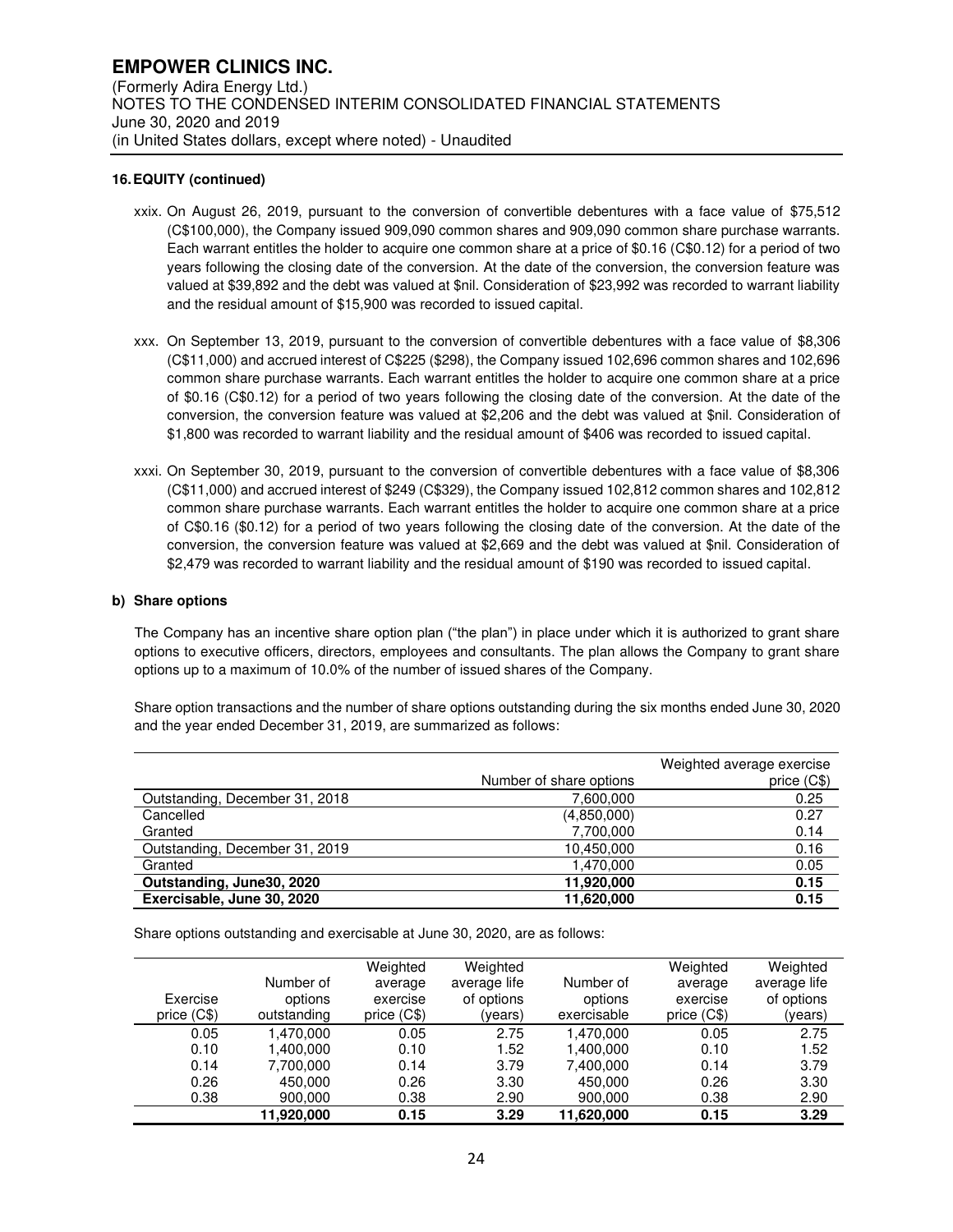**16. EQUITY (continued)**

xxix. On August 26, 2019, pursuant to the conversion of convertible debentures with a face value of $75,512 (C$100,000), the Company issued 909,090 common shares and 909,090 common share purchase warrants. Each warrant entitles the holder to acquire one common share at a price of $0.16 (C$0.12) for a period of two years following the closing date of the conversion. At the date of the conversion, the conversion feature was valued at $39,892 and the debt was valued at $nil. Consideration of $23,992 was recorded to warrant liability and the residual amount of $15,900 was recorded to issued capital.

xxx. On September 13, 2019, pursuant to the conversion of convertible debentures with a face value of $8,306 (C$11,000) and accrued interest of C$225 ($298), the Company issued 102,696 common shares and 102,696 common share purchase warrants. Each warrant entitles the holder to acquire one common share at a price of $0.16 (C$0.12) for a period of two years following the closing date of the conversion. At the date of the conversion, the conversion feature was valued at $2,206 and the debt was valued at $nil. Consideration of $1,800 was recorded to warrant liability and the residual amount of $406 was recorded to issued capital.

xxxi. On September 30, 2019, pursuant to the conversion of convertible debentures with a face value of $8,306 (C$11,000) and accrued interest of $249 (C$329), the Company issued 102,812 common shares and 102,812 common share purchase warrants. Each warrant entitles the holder to acquire one common share at a price of C$0.16 ($0.12) for a period of two years following the closing date of the conversion. At the date of the conversion, the conversion feature was valued at $2,669 and the debt was valued at $nil. Consideration of $2,479 was recorded to warrant liability and the residual amount of $190 was recorded to issued capital.

**b) Share options**

The Company has an incentive share option plan ("the plan") in place under which it is authorized to grant share options to executive officers, directors, employees and consultants. The plan allows the Company to grant share options up to a maximum of 10.0% of the number of issued shares of the Company.

Share option transactions and the number of share options outstanding during the six months ended June 30, 2020 and the year ended December 31, 2019, are summarized as follows:

| | Number of share options | Weighted average exercise price (C$) |
|---|---|---|
| Outstanding, December 31, 2018 | 7,600,000 | 0.25 |
| Cancelled | (4,850,000) | 0.27 |
| Granted | 7,700,000 | 0.14 |
| Outstanding, December 31, 2019 | 10,450,000 | 0.16 |
| Granted | 1,470,000 | 0.05 |
| **Outstanding, June30, 2020** | **11,920,000** | **0.15** |
| **Exercisable, June 30, 2020** | **11,620,000** | **0.15** |

Share options outstanding and exercisable at June 30, 2020, are as follows:

| Exercise price (C$) | Number of options outstanding | Weighted average exercise price (C$) | Weighted average life of options (years) | Number of options exercisable | Weighted average exercise price (C$) | Weighted average life of options (years) |
|---|---|---|---|---|---|---|
| 0.05 | 1,470,000 | 0.05 | 2.75 | 1,470,000 | 0.05 | 2.75 |
| 0.10 | 1,400,000 | 0.10 | 1.52 | 1,400,000 | 0.10 | 1.52 |
| 0.14 | 7,700,000 | 0.14 | 3.79 | 7,400,000 | 0.14 | 3.79 |
| 0.26 | 450,000 | 0.26 | 3.30 | 450,000 | 0.26 | 3.30 |
| 0.38 | 900,000 | 0.38 | 2.90 | 900,000 | 0.38 | 2.90 |
| | **11,920,000** | **0.15** | **3.29** | **11,620,000** | **0.15** | **3.29** |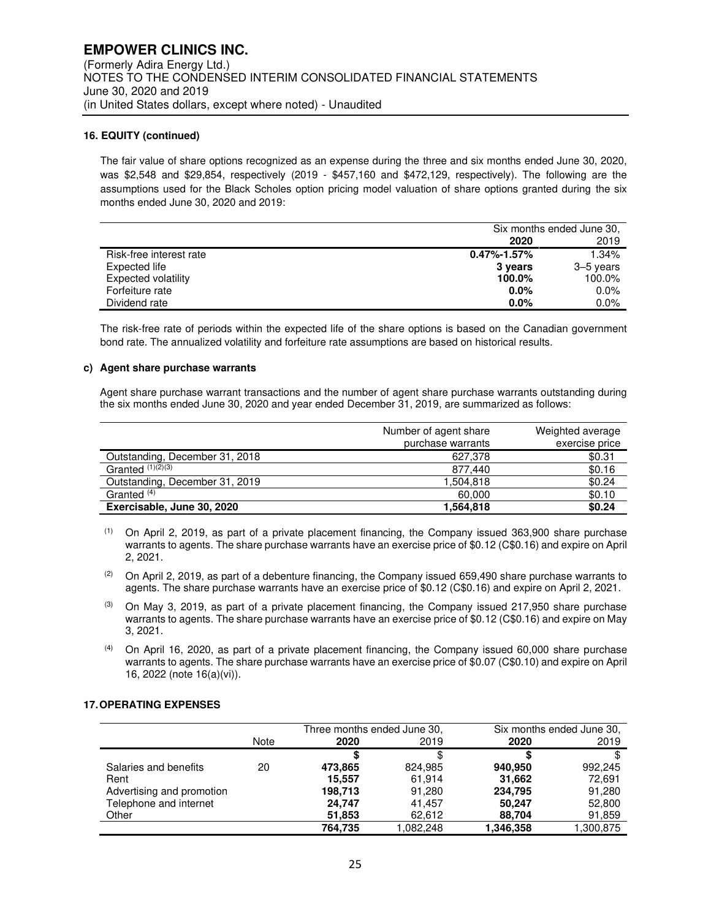**16. EQUITY (continued)**

The fair value of share options recognized as an expense during the three and six months ended June 30, 2020, was $2,548 and $29,854, respectively (2019 - $457,160 and $472,129, respectively). The following are the assumptions used for the Black Scholes option pricing model valuation of share options granted during the six months ended June 30, 2020 and 2019:

| | Six months ended June 30, | |
|---|---|---|
| | **2020** | 2019 |
| Risk-free interest rate | **0.47%-1.57%** | 1.34% |
| Expected life | **3 years** | 3–5 years |
| Expected volatility | **100.0%** | 100.0% |
| Forfeiture rate | **0.0%** | 0.0% |
| Dividend rate | **0.0%** | 0.0% |

The risk-free rate of periods within the expected life of the share options is based on the Canadian government bond rate. The annualized volatility and forfeiture rate assumptions are based on historical results.

**c) Agent share purchase warrants**

Agent share purchase warrant transactions and the number of agent share purchase warrants outstanding during the six months ended June 30, 2020 and year ended December 31, 2019, are summarized as follows:

| | Number of agent share purchase warrants | Weighted average exercise price |
|---|---|---|
| Outstanding, December 31, 2018 | 627,378 | $0.31 |
| Granted (1)(2)(3) | 877,440 | $0.16 |
| Outstanding, December 31, 2019 | 1,504,818 | $0.24 |
| Granted (4) | 60,000 | $0.10 |
| **Exercisable, June 30, 2020** | **1,564,818** | **$0.24** |

(1) On April 2, 2019, as part of a private placement financing, the Company issued 363,900 share purchase warrants to agents. The share purchase warrants have an exercise price of $0.12 (C$0.16) and expire on April 2, 2021.

(2) On April 2, 2019, as part of a debenture financing, the Company issued 659,490 share purchase warrants to agents. The share purchase warrants have an exercise price of $0.12 (C$0.16) and expire on April 2, 2021.

(3) On May 3, 2019, as part of a private placement financing, the Company issued 217,950 share purchase warrants to agents. The share purchase warrants have an exercise price of $0.12 (C$0.16) and expire on May 3, 2021.

(4) On April 16, 2020, as part of a private placement financing, the Company issued 60,000 share purchase warrants to agents. The share purchase warrants have an exercise price of $0.07 (C$0.10) and expire on April 16, 2022 (note 16(a)(vi)).

**17. OPERATING EXPENSES**

| | Note | Three months ended June 30, | | Six months ended June 30, | |
|---|---|---|---|---|---|
| | | **2020** | 2019 | **2020** | 2019 |
| | | **$** | $ | **$** | $ |
| Salaries and benefits | 20 | **473,865** | 824,985 | **940,950** | 992,245 |
| Rent | | **15,557** | 61,914 | **31,662** | 72,691 |
| Advertising and promotion | | **198,713** | 91,280 | **234,795** | 91,280 |
| Telephone and internet | | **24,747** | 41,457 | **50,247** | 52,800 |
| Other | | **51,853** | 62,612 | **88,704** | 91,859 |
| | | **764,735** | 1,082,248 | **1,346,358** | 1,300,875 |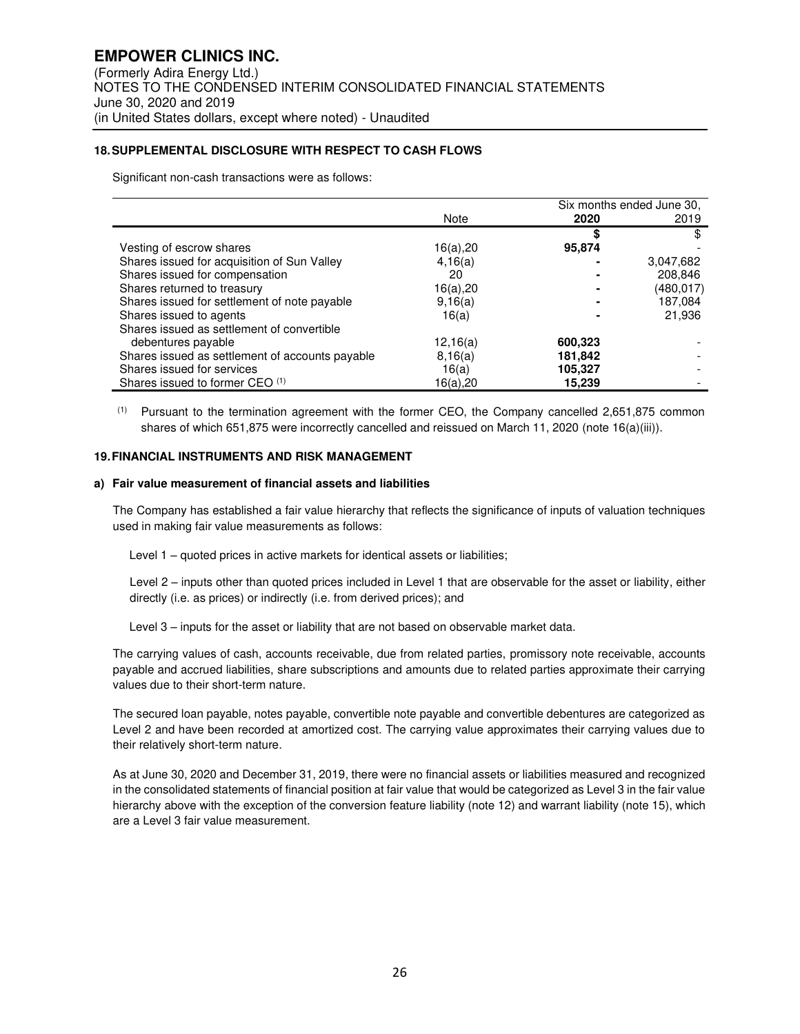## 18. SUPPLEMENTAL DISCLOSURE WITH RESPECT TO CASH FLOWS

Significant non-cash transactions were as follows:

| | Note | Six months ended June 30, 2020 | 2019 |
|---|---|---|---|
| | | **$** | $ |
| Vesting of escrow shares | 16(a),20 | **95,874** | - |
| Shares issued for acquisition of Sun Valley | 4,16(a) | **-** | 3,047,682 |
| Shares issued for compensation | 20 | **-** | 208,846 |
| Shares returned to treasury | 16(a),20 | **-** | (480,017) |
| Shares issued for settlement of note payable | 9,16(a) | **-** | 187,084 |
| Shares issued to agents | 16(a) | **-** | 21,936 |
| Shares issued as settlement of convertible debentures payable | 12,16(a) | **600,323** | - |
| Shares issued as settlement of accounts payable | 8,16(a) | **181,842** | - |
| Shares issued for services | 16(a) | **105,327** | - |
| Shares issued to former CEO [(1)] | 16(a),20 | **15,239** | - |

[(1)] Pursuant to the termination agreement with the former CEO, the Company cancelled 2,651,875 common shares of which 651,875 were incorrectly cancelled and reissued on March 11, 2020 (note 16(a)(iii)).

## 19. FINANCIAL INSTRUMENTS AND RISK MANAGEMENT

### a) Fair value measurement of financial assets and liabilities

The Company has established a fair value hierarchy that reflects the significance of inputs of valuation techniques used in making fair value measurements as follows:

Level 1 – quoted prices in active markets for identical assets or liabilities;

Level 2 – inputs other than quoted prices included in Level 1 that are observable for the asset or liability, either directly (i.e. as prices) or indirectly (i.e. from derived prices); and

Level 3 – inputs for the asset or liability that are not based on observable market data.

The carrying values of cash, accounts receivable, due from related parties, promissory note receivable, accounts payable and accrued liabilities, share subscriptions and amounts due to related parties approximate their carrying values due to their short-term nature.

The secured loan payable, notes payable, convertible note payable and convertible debentures are categorized as Level 2 and have been recorded at amortized cost. The carrying value approximates their carrying values due to their relatively short-term nature.

As at June 30, 2020 and December 31, 2019, there were no financial assets or liabilities measured and recognized in the consolidated statements of financial position at fair value that would be categorized as Level 3 in the fair value hierarchy above with the exception of the conversion feature liability (note 12) and warrant liability (note 15), which are a Level 3 fair value measurement.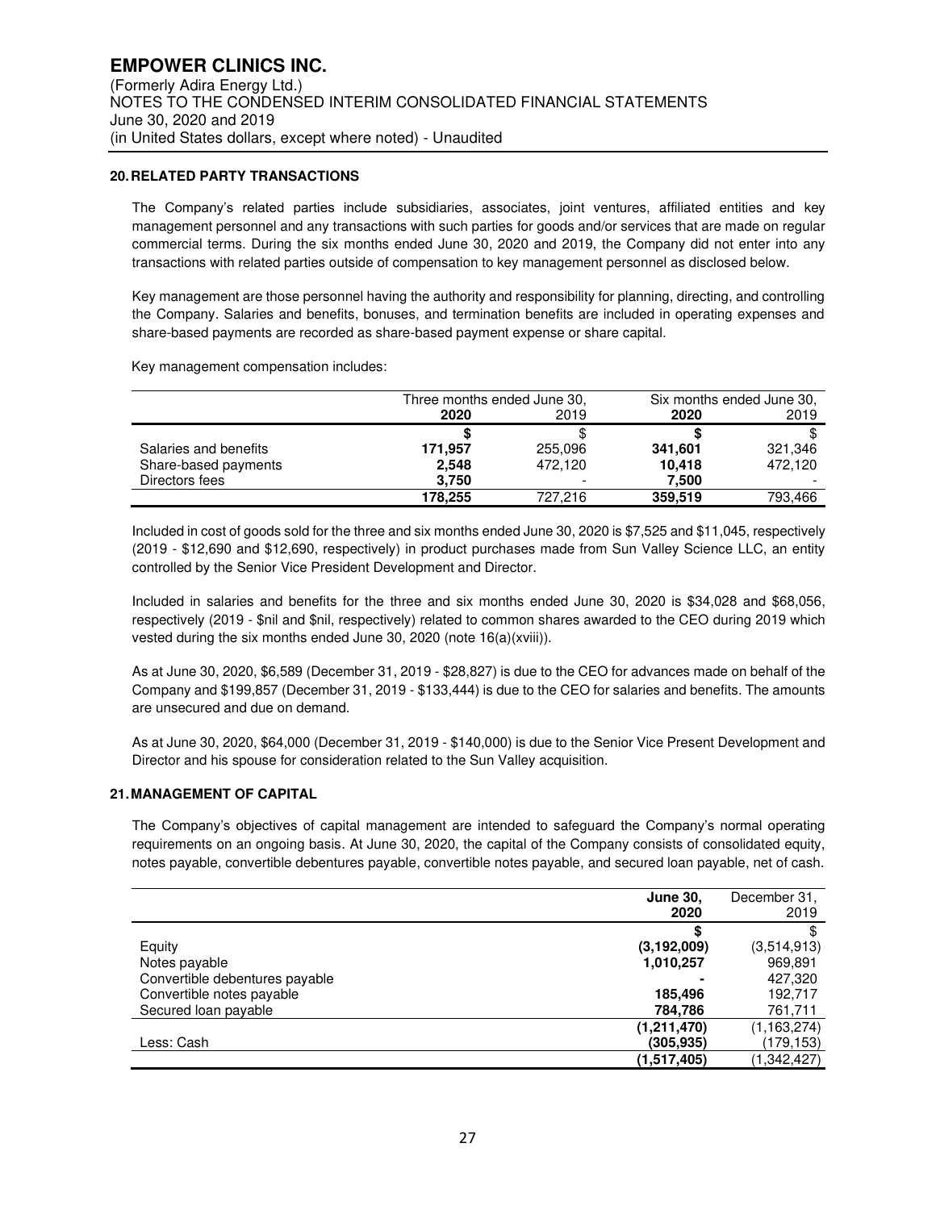# EMPOWER CLINICS INC.

(Formerly Adira Energy Ltd.)
NOTES TO THE CONDENSED INTERIM CONSOLIDATED FINANCIAL STATEMENTS
June 30, 2020 and 2019
(in United States dollars, except where noted) - Unaudited

## 20. RELATED PARTY TRANSACTIONS

The Company's related parties include subsidiaries, associates, joint ventures, affiliated entities and key management personnel and any transactions with such parties for goods and/or services that are made on regular commercial terms. During the six months ended June 30, 2020 and 2019, the Company did not enter into any transactions with related parties outside of compensation to key management personnel as disclosed below.

Key management are those personnel having the authority and responsibility for planning, directing, and controlling the Company. Salaries and benefits, bonuses, and termination benefits are included in operating expenses and share-based payments are recorded as share-based payment expense or share capital.

Key management compensation includes:

| | Three months ended June 30, | | Six months ended June 30, | |
|---|---|---|---|---|
| | **2020** | 2019 | **2020** | 2019 |
| | **$** | $ | **$** | $ |
| Salaries and benefits | **171,957** | 255,096 | **341,601** | 321,346 |
| Share-based payments | **2,548** | 472,120 | **10,418** | 472,120 |
| Directors fees | **3,750** | - | **7,500** | - |
| | **178,255** | 727,216 | **359,519** | 793,466 |

Included in cost of goods sold for the three and six months ended June 30, 2020 is $7,525 and $11,045, respectively (2019 - $12,690 and $12,690, respectively) in product purchases made from Sun Valley Science LLC, an entity controlled by the Senior Vice President Development and Director.

Included in salaries and benefits for the three and six months ended June 30, 2020 is $34,028 and $68,056, respectively (2019 - $nil and $nil, respectively) related to common shares awarded to the CEO during 2019 which vested during the six months ended June 30, 2020 (note 16(a)(xviii)).

As at June 30, 2020, $6,589 (December 31, 2019 - $28,827) is due to the CEO for advances made on behalf of the Company and $199,857 (December 31, 2019 - $133,444) is due to the CEO for salaries and benefits. The amounts are unsecured and due on demand.

As at June 30, 2020, $64,000 (December 31, 2019 - $140,000) is due to the Senior Vice Present Development and Director and his spouse for consideration related to the Sun Valley acquisition.

## 21. MANAGEMENT OF CAPITAL

The Company's objectives of capital management are intended to safeguard the Company's normal operating requirements on an ongoing basis. At June 30, 2020, the capital of the Company consists of consolidated equity, notes payable, convertible debentures payable, convertible notes payable, and secured loan payable, net of cash.

| | **June 30, 2020** | December 31, 2019 |
|---|---|---|
| | **$** | $ |
| Equity | **(3,192,009)** | (3,514,913) |
| Notes payable | **1,010,257** | 969,891 |
| Convertible debentures payable | **-** | 427,320 |
| Convertible notes payable | **185,496** | 192,717 |
| Secured loan payable | **784,786** | 761,711 |
| | **(1,211,470)** | (1,163,274) |
| Less: Cash | **(305,935)** | (179,153) |
| | **(1,517,405)** | (1,342,427) |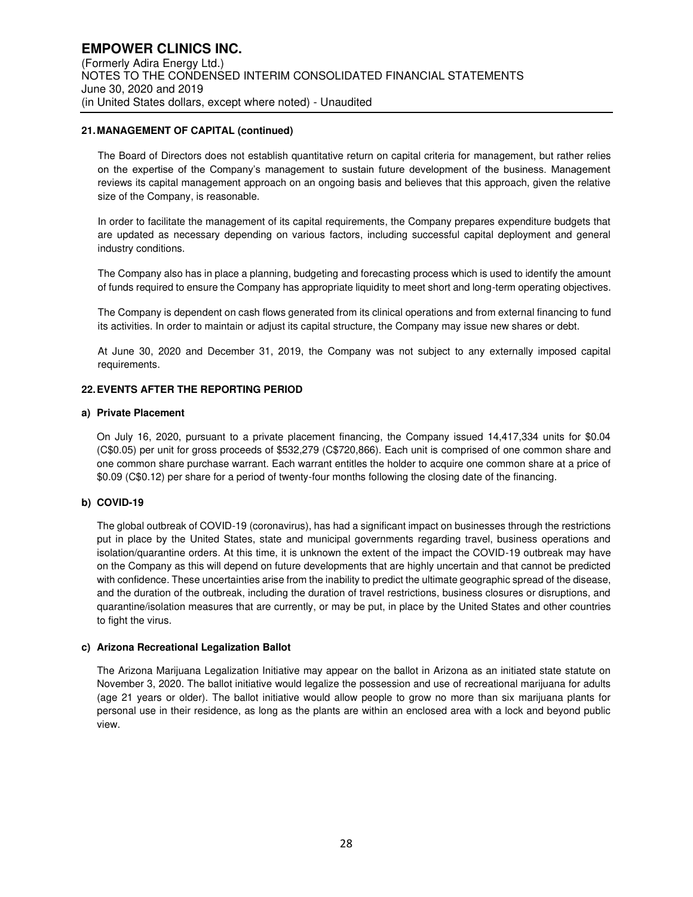## 21. MANAGEMENT OF CAPITAL (continued)

The Board of Directors does not establish quantitative return on capital criteria for management, but rather relies on the expertise of the Company's management to sustain future development of the business. Management reviews its capital management approach on an ongoing basis and believes that this approach, given the relative size of the Company, is reasonable.

In order to facilitate the management of its capital requirements, the Company prepares expenditure budgets that are updated as necessary depending on various factors, including successful capital deployment and general industry conditions.

The Company also has in place a planning, budgeting and forecasting process which is used to identify the amount of funds required to ensure the Company has appropriate liquidity to meet short and long-term operating objectives.

The Company is dependent on cash flows generated from its clinical operations and from external financing to fund its activities. In order to maintain or adjust its capital structure, the Company may issue new shares or debt.

At June 30, 2020 and December 31, 2019, the Company was not subject to any externally imposed capital requirements.

## 22. EVENTS AFTER THE REPORTING PERIOD

### a) Private Placement

On July 16, 2020, pursuant to a private placement financing, the Company issued 14,417,334 units for $0.04 (C$0.05) per unit for gross proceeds of $532,279 (C$720,866). Each unit is comprised of one common share and one common share purchase warrant. Each warrant entitles the holder to acquire one common share at a price of $0.09 (C$0.12) per share for a period of twenty-four months following the closing date of the financing.

### b) COVID-19

The global outbreak of COVID-19 (coronavirus), has had a significant impact on businesses through the restrictions put in place by the United States, state and municipal governments regarding travel, business operations and isolation/quarantine orders. At this time, it is unknown the extent of the impact the COVID-19 outbreak may have on the Company as this will depend on future developments that are highly uncertain and that cannot be predicted with confidence. These uncertainties arise from the inability to predict the ultimate geographic spread of the disease, and the duration of the outbreak, including the duration of travel restrictions, business closures or disruptions, and quarantine/isolation measures that are currently, or may be put, in place by the United States and other countries to fight the virus.

### c) Arizona Recreational Legalization Ballot

The Arizona Marijuana Legalization Initiative may appear on the ballot in Arizona as an initiated state statute on November 3, 2020. The ballot initiative would legalize the possession and use of recreational marijuana for adults (age 21 years or older). The ballot initiative would allow people to grow no more than six marijuana plants for personal use in their residence, as long as the plants are within an enclosed area with a lock and beyond public view.